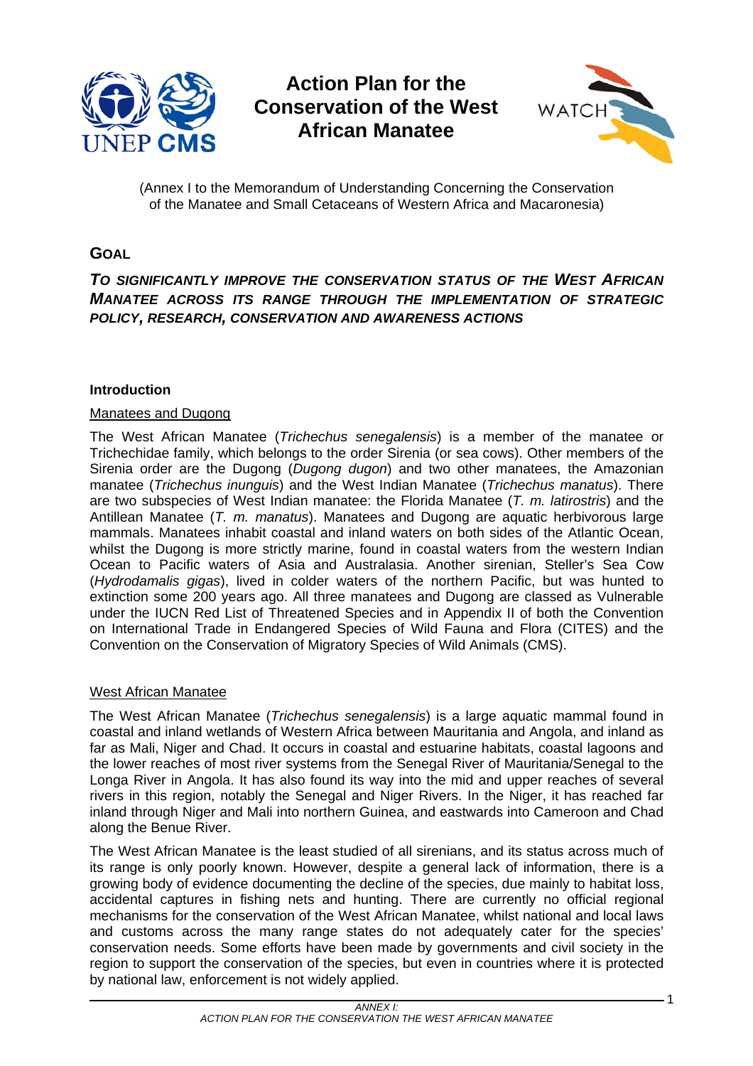# Action Plan for the Conservation of the West African Manatee

(Annex I to the Memorandum of Understanding Concerning the Conservation of the Manatee and Small Cetaceans of Western Africa and Macaronesia)

## GOAL

***TO SIGNIFICANTLY IMPROVE THE CONSERVATION STATUS OF THE WEST AFRICAN MANATEE ACROSS ITS RANGE THROUGH THE IMPLEMENTATION OF STRATEGIC POLICY, RESEARCH, CONSERVATION AND AWARENESS ACTIONS***

### Introduction

#### Manatees and Dugong

The West African Manatee (*Trichechus senegalensis*) is a member of the manatee or Trichechidae family, which belongs to the order Sirenia (or sea cows). Other members of the Sirenia order are the Dugong (*Dugong dugon*) and two other manatees, the Amazonian manatee (*Trichechus inunguis*) and the West Indian Manatee (*Trichechus manatus*). There are two subspecies of West Indian manatee: the Florida Manatee (*T. m. latirostris*) and the Antillean Manatee (*T. m. manatus*). Manatees and Dugong are aquatic herbivorous large mammals. Manatees inhabit coastal and inland waters on both sides of the Atlantic Ocean, whilst the Dugong is more strictly marine, found in coastal waters from the western Indian Ocean to Pacific waters of Asia and Australasia. Another sirenian, Steller's Sea Cow (*Hydrodamalis gigas*), lived in colder waters of the northern Pacific, but was hunted to extinction some 200 years ago. All three manatees and Dugong are classed as Vulnerable under the IUCN Red List of Threatened Species and in Appendix II of both the Convention on International Trade in Endangered Species of Wild Fauna and Flora (CITES) and the Convention on the Conservation of Migratory Species of Wild Animals (CMS).

#### West African Manatee

The West African Manatee (*Trichechus senegalensis*) is a large aquatic mammal found in coastal and inland wetlands of Western Africa between Mauritania and Angola, and inland as far as Mali, Niger and Chad. It occurs in coastal and estuarine habitats, coastal lagoons and the lower reaches of most river systems from the Senegal River of Mauritania/Senegal to the Longa River in Angola. It has also found its way into the mid and upper reaches of several rivers in this region, notably the Senegal and Niger Rivers. In the Niger, it has reached far inland through Niger and Mali into northern Guinea, and eastwards into Cameroon and Chad along the Benue River.

The West African Manatee is the least studied of all sirenians, and its status across much of its range is only poorly known. However, despite a general lack of information, there is a growing body of evidence documenting the decline of the species, due mainly to habitat loss, accidental captures in fishing nets and hunting. There are currently no official regional mechanisms for the conservation of the West African Manatee, whilst national and local laws and customs across the many range states do not adequately cater for the species' conservation needs. Some efforts have been made by governments and civil society in the region to support the conservation of the species, but even in countries where it is protected by national law, enforcement is not widely applied.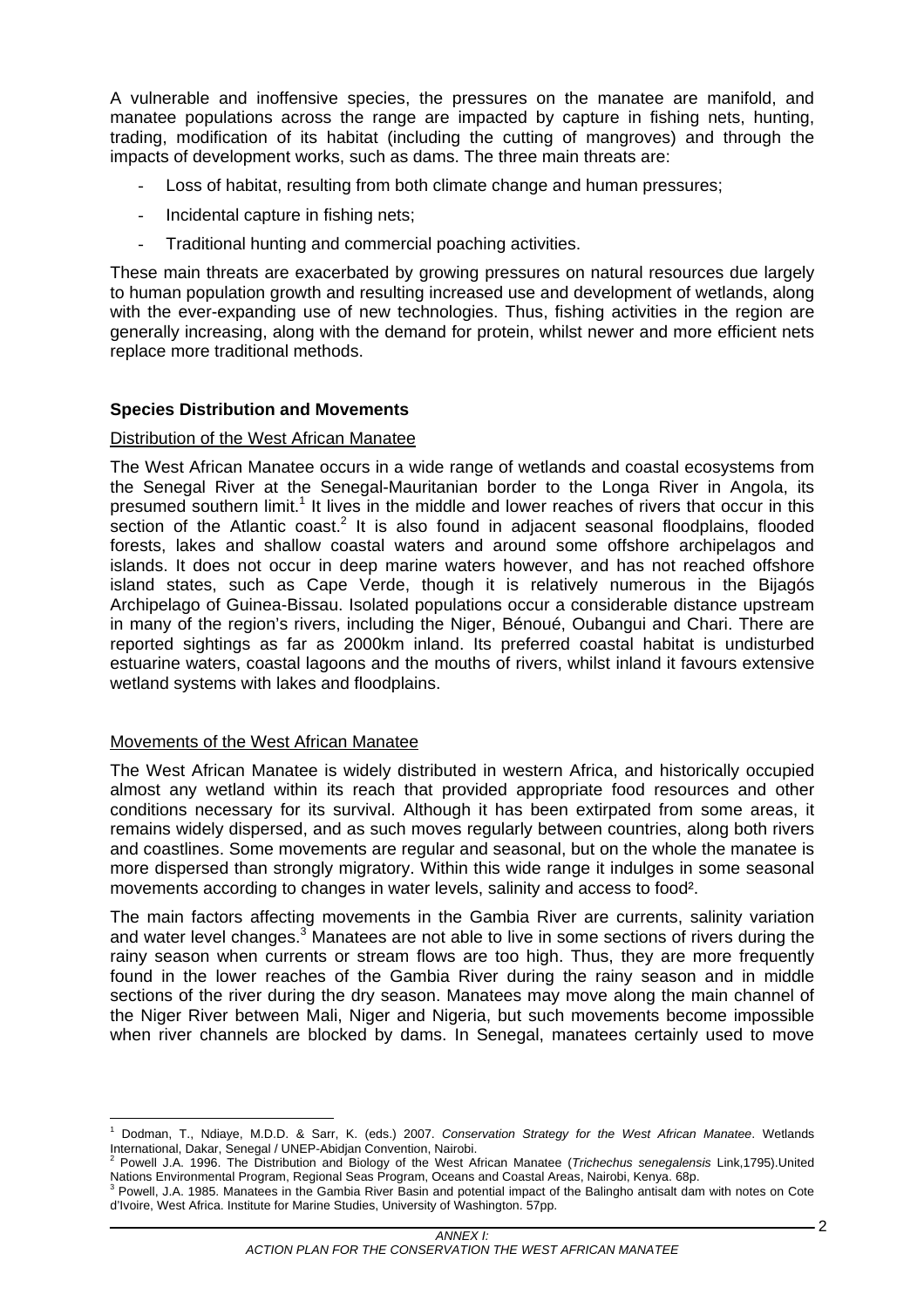A vulnerable and inoffensive species, the pressures on the manatee are manifold, and manatee populations across the range are impacted by capture in fishing nets, hunting, trading, modification of its habitat (including the cutting of mangroves) and through the impacts of development works, such as dams. The three main threats are:

- Loss of habitat, resulting from both climate change and human pressures;
- Incidental capture in fishing nets;
- Traditional hunting and commercial poaching activities.

These main threats are exacerbated by growing pressures on natural resources due largely to human population growth and resulting increased use and development of wetlands, along with the ever-expanding use of new technologies. Thus, fishing activities in the region are generally increasing, along with the demand for protein, whilst newer and more efficient nets replace more traditional methods.

**Species Distribution and Movements**

Distribution of the West African Manatee

The West African Manatee occurs in a wide range of wetlands and coastal ecosystems from the Senegal River at the Senegal-Mauritanian border to the Longa River in Angola, its presumed southern limit.[1] It lives in the middle and lower reaches of rivers that occur in this section of the Atlantic coast.[2] It is also found in adjacent seasonal floodplains, flooded forests, lakes and shallow coastal waters and around some offshore archipelagos and islands. It does not occur in deep marine waters however, and has not reached offshore island states, such as Cape Verde, though it is relatively numerous in the Bijagós Archipelago of Guinea-Bissau. Isolated populations occur a considerable distance upstream in many of the region's rivers, including the Niger, Bénoué, Oubangui and Chari. There are reported sightings as far as 2000km inland. Its preferred coastal habitat is undisturbed estuarine waters, coastal lagoons and the mouths of rivers, whilst inland it favours extensive wetland systems with lakes and floodplains.

Movements of the West African Manatee

The West African Manatee is widely distributed in western Africa, and historically occupied almost any wetland within its reach that provided appropriate food resources and other conditions necessary for its survival. Although it has been extirpated from some areas, it remains widely dispersed, and as such moves regularly between countries, along both rivers and coastlines. Some movements are regular and seasonal, but on the whole the manatee is more dispersed than strongly migratory. Within this wide range it indulges in some seasonal movements according to changes in water levels, salinity and access to food[2].

The main factors affecting movements in the Gambia River are currents, salinity variation and water level changes.[3] Manatees are not able to live in some sections of rivers during the rainy season when currents or stream flows are too high. Thus, they are more frequently found in the lower reaches of the Gambia River during the rainy season and in middle sections of the river during the dry season. Manatees may move along the main channel of the Niger River between Mali, Niger and Nigeria, but such movements become impossible when river channels are blocked by dams. In Senegal, manatees certainly used to move

---

[1] Dodman, T., Ndiaye, M.D.D. & Sarr, K. (eds.) 2007. *Conservation Strategy for the West African Manatee*. Wetlands International, Dakar, Senegal / UNEP-Abidjan Convention, Nairobi.

[2] Powell J.A. 1996. The Distribution and Biology of the West African Manatee (*Trichechus senegalensis* Link,1795).United Nations Environmental Program, Regional Seas Program, Oceans and Coastal Areas, Nairobi, Kenya. 68p.

[3] Powell, J.A. 1985. Manatees in the Gambia River Basin and potential impact of the Balingho antisalt dam with notes on Cote d'Ivoire, West Africa. Institute for Marine Studies, University of Washington. 57pp.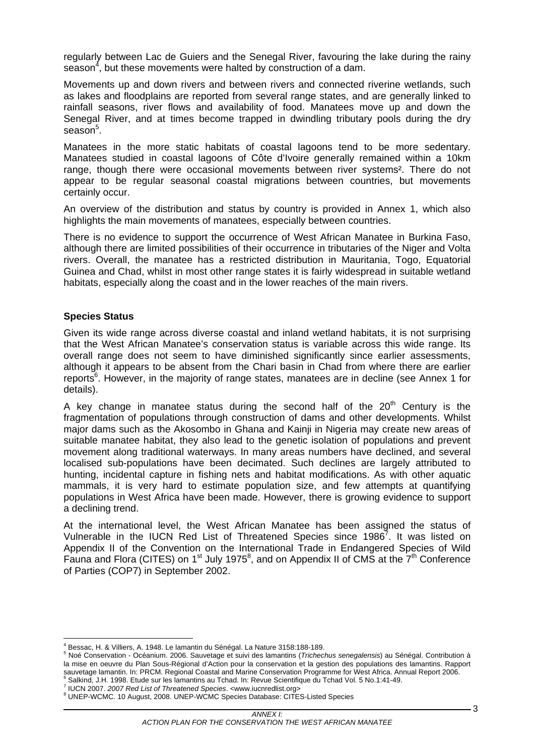regularly between Lac de Guiers and the Senegal River, favouring the lake during the rainy season[4], but these movements were halted by construction of a dam.

Movements up and down rivers and between rivers and connected riverine wetlands, such as lakes and floodplains are reported from several range states, and are generally linked to rainfall seasons, river flows and availability of food. Manatees move up and down the Senegal River, and at times become trapped in dwindling tributary pools during the dry season[5].

Manatees in the more static habitats of coastal lagoons tend to be more sedentary. Manatees studied in coastal lagoons of Côte d'Ivoire generally remained within a 10km range, though there were occasional movements between river systems[2]. There do not appear to be regular seasonal coastal migrations between countries, but movements certainly occur.

An overview of the distribution and status by country is provided in Annex 1, which also highlights the main movements of manatees, especially between countries.

There is no evidence to support the occurrence of West African Manatee in Burkina Faso, although there are limited possibilities of their occurrence in tributaries of the Niger and Volta rivers. Overall, the manatee has a restricted distribution in Mauritania, Togo, Equatorial Guinea and Chad, whilst in most other range states it is fairly widespread in suitable wetland habitats, especially along the coast and in the lower reaches of the main rivers.

**Species Status**

Given its wide range across diverse coastal and inland wetland habitats, it is not surprising that the West African Manatee's conservation status is variable across this wide range. Its overall range does not seem to have diminished significantly since earlier assessments, although it appears to be absent from the Chari basin in Chad from where there are earlier reports[6]. However, in the majority of range states, manatees are in decline (see Annex 1 for details).

A key change in manatee status during the second half of the 20th Century is the fragmentation of populations through construction of dams and other developments. Whilst major dams such as the Akosombo in Ghana and Kainji in Nigeria may create new areas of suitable manatee habitat, they also lead to the genetic isolation of populations and prevent movement along traditional waterways. In many areas numbers have declined, and several localised sub-populations have been decimated. Such declines are largely attributed to hunting, incidental capture in fishing nets and habitat modifications. As with other aquatic mammals, it is very hard to estimate population size, and few attempts at quantifying populations in West Africa have been made. However, there is growing evidence to support a declining trend.

At the international level, the West African Manatee has been assigned the status of Vulnerable in the IUCN Red List of Threatened Species since 1986[7]. It was listed on Appendix II of the Convention on the International Trade in Endangered Species of Wild Fauna and Flora (CITES) on 1st July 1975[8], and on Appendix II of CMS at the 7th Conference of Parties (COP7) in September 2002.

---

[4] Bessac, H. & Villiers, A. 1948. Le lamantin du Sénégal. La Nature 3158:188-189.

[5] Noé Conservation - Océanium. 2006. Sauvetage et suivi des lamantins (*Trichechus senegalensis*) au Sénégal. Contribution à la mise en oeuvre du Plan Sous-Régional d'Action pour la conservation et la gestion des populations des lamantins. Rapport sauvetage lamantin. In: PRCM. Regional Coastal and Marine Conservation Programme for West Africa. Annual Report 2006.

[6] Salkind, J.H. 1998. Etude sur les lamantins au Tchad. In: Revue Scientifique du Tchad Vol. 5 No.1:41-49.

[7] IUCN 2007. *2007 Red List of Threatened Species*. <www.iucnredlist.org>

[8] UNEP-WCMC. 10 August, 2008. UNEP-WCMC Species Database: CITES-Listed Species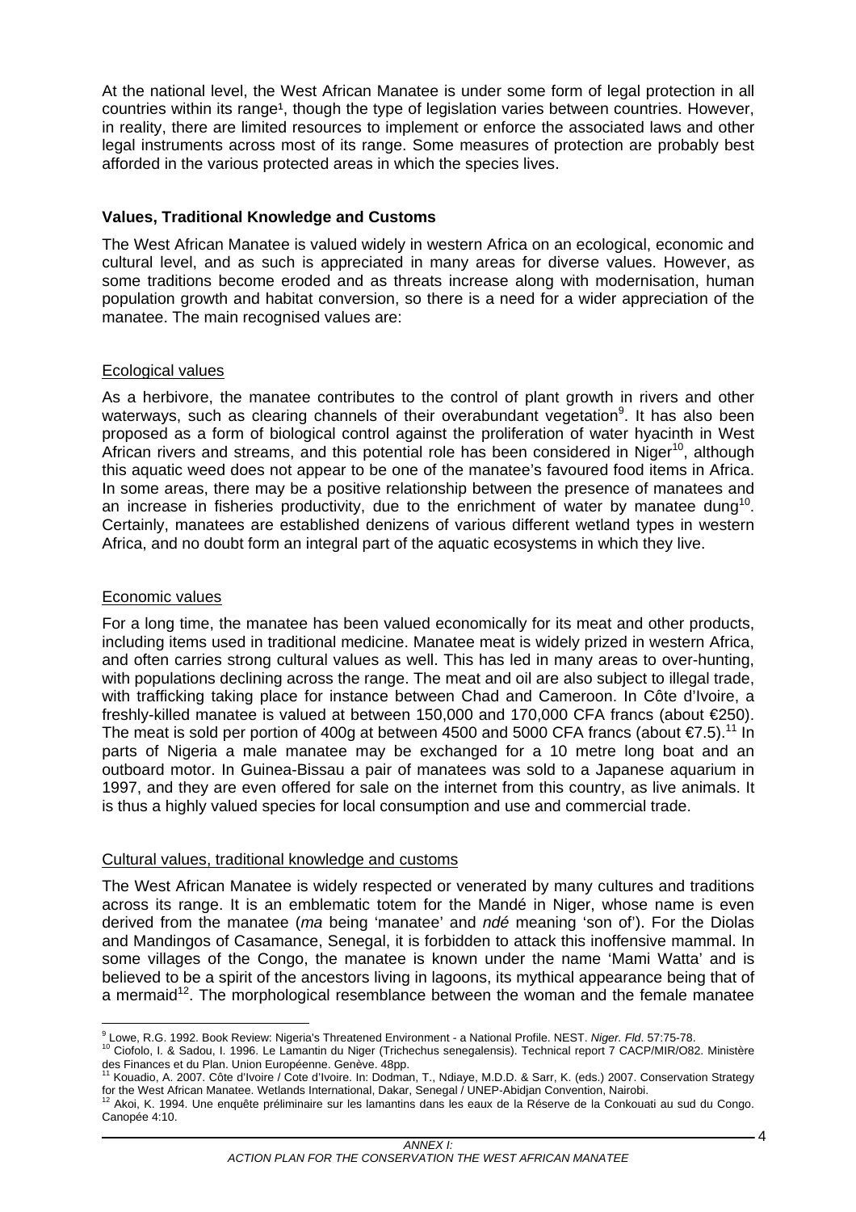At the national level, the West African Manatee is under some form of legal protection in all countries within its range[1], though the type of legislation varies between countries. However, in reality, there are limited resources to implement or enforce the associated laws and other legal instruments across most of its range. Some measures of protection are probably best afforded in the various protected areas in which the species lives.

**Values, Traditional Knowledge and Customs**

The West African Manatee is valued widely in western Africa on an ecological, economic and cultural level, and as such is appreciated in many areas for diverse values. However, as some traditions become eroded and as threats increase along with modernisation, human population growth and habitat conversion, so there is a need for a wider appreciation of the manatee. The main recognised values are:

Ecological values

As a herbivore, the manatee contributes to the control of plant growth in rivers and other waterways, such as clearing channels of their overabundant vegetation[9]. It has also been proposed as a form of biological control against the proliferation of water hyacinth in West African rivers and streams, and this potential role has been considered in Niger[10], although this aquatic weed does not appear to be one of the manatee's favoured food items in Africa. In some areas, there may be a positive relationship between the presence of manatees and an increase in fisheries productivity, due to the enrichment of water by manatee dung[10]. Certainly, manatees are established denizens of various different wetland types in western Africa, and no doubt form an integral part of the aquatic ecosystems in which they live.

Economic values

For a long time, the manatee has been valued economically for its meat and other products, including items used in traditional medicine. Manatee meat is widely prized in western Africa, and often carries strong cultural values as well. This has led in many areas to over-hunting, with populations declining across the range. The meat and oil are also subject to illegal trade, with trafficking taking place for instance between Chad and Cameroon. In Côte d'Ivoire, a freshly-killed manatee is valued at between 150,000 and 170,000 CFA francs (about €250). The meat is sold per portion of 400g at between 4500 and 5000 CFA francs (about €7.5).[11] In parts of Nigeria a male manatee may be exchanged for a 10 metre long boat and an outboard motor. In Guinea-Bissau a pair of manatees was sold to a Japanese aquarium in 1997, and they are even offered for sale on the internet from this country, as live animals. It is thus a highly valued species for local consumption and use and commercial trade.

Cultural values, traditional knowledge and customs

The West African Manatee is widely respected or venerated by many cultures and traditions across its range. It is an emblematic totem for the Mandé in Niger, whose name is even derived from the manatee (*ma* being 'manatee' and *ndé* meaning 'son of'). For the Diolas and Mandingos of Casamance, Senegal, it is forbidden to attack this inoffensive mammal. In some villages of the Congo, the manatee is known under the name 'Mami Watta' and is believed to be a spirit of the ancestors living in lagoons, its mythical appearance being that of a mermaid[12]. The morphological resemblance between the woman and the female manatee

---

[9] Lowe, R.G. 1992. Book Review: Nigeria's Threatened Environment - a National Profile. NEST. *Niger. Fld*. 57:75-78.

[10] Ciofolo, I. & Sadou, I. 1996. Le Lamantin du Niger (Trichechus senegalensis). Technical report 7 CACP/MIR/O82. Ministère des Finances et du Plan. Union Européenne. Genève. 48pp.

[11] Kouadio, A. 2007. Côte d'Ivoire / Cote d'Ivoire. In: Dodman, T., Ndiaye, M.D.D. & Sarr, K. (eds.) 2007. Conservation Strategy for the West African Manatee. Wetlands International, Dakar, Senegal / UNEP-Abidjan Convention, Nairobi.

[12] Akoi, K. 1994. Une enquête préliminaire sur les lamantins dans les eaux de la Réserve de la Conkouati au sud du Congo. Canopée 4:10.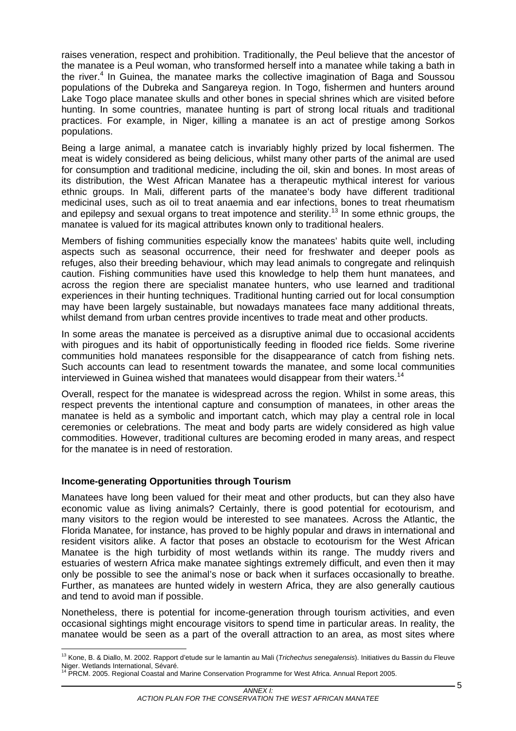raises veneration, respect and prohibition. Traditionally, the Peul believe that the ancestor of the manatee is a Peul woman, who transformed herself into a manatee while taking a bath in the river.[4] In Guinea, the manatee marks the collective imagination of Baga and Soussou populations of the Dubreka and Sangareya region. In Togo, fishermen and hunters around Lake Togo place manatee skulls and other bones in special shrines which are visited before hunting. In some countries, manatee hunting is part of strong local rituals and traditional practices. For example, in Niger, killing a manatee is an act of prestige among Sorkos populations.

Being a large animal, a manatee catch is invariably highly prized by local fishermen. The meat is widely considered as being delicious, whilst many other parts of the animal are used for consumption and traditional medicine, including the oil, skin and bones. In most areas of its distribution, the West African Manatee has a therapeutic mythical interest for various ethnic groups. In Mali, different parts of the manatee's body have different traditional medicinal uses, such as oil to treat anaemia and ear infections, bones to treat rheumatism and epilepsy and sexual organs to treat impotence and sterility.[13] In some ethnic groups, the manatee is valued for its magical attributes known only to traditional healers.

Members of fishing communities especially know the manatees' habits quite well, including aspects such as seasonal occurrence, their need for freshwater and deeper pools as refuges, also their breeding behaviour, which may lead animals to congregate and relinquish caution. Fishing communities have used this knowledge to help them hunt manatees, and across the region there are specialist manatee hunters, who use learned and traditional experiences in their hunting techniques. Traditional hunting carried out for local consumption may have been largely sustainable, but nowadays manatees face many additional threats, whilst demand from urban centres provide incentives to trade meat and other products.

In some areas the manatee is perceived as a disruptive animal due to occasional accidents with pirogues and its habit of opportunistically feeding in flooded rice fields. Some riverine communities hold manatees responsible for the disappearance of catch from fishing nets. Such accounts can lead to resentment towards the manatee, and some local communities interviewed in Guinea wished that manatees would disappear from their waters.[14]

Overall, respect for the manatee is widespread across the region. Whilst in some areas, this respect prevents the intentional capture and consumption of manatees, in other areas the manatee is held as a symbolic and important catch, which may play a central role in local ceremonies or celebrations. The meat and body parts are widely considered as high value commodities. However, traditional cultures are becoming eroded in many areas, and respect for the manatee is in need of restoration.

### Income-generating Opportunities through Tourism

Manatees have long been valued for their meat and other products, but can they also have economic value as living animals? Certainly, there is good potential for ecotourism, and many visitors to the region would be interested to see manatees. Across the Atlantic, the Florida Manatee, for instance, has proved to be highly popular and draws in international and resident visitors alike. A factor that poses an obstacle to ecotourism for the West African Manatee is the high turbidity of most wetlands within its range. The muddy rivers and estuaries of western Africa make manatee sightings extremely difficult, and even then it may only be possible to see the animal's nose or back when it surfaces occasionally to breathe. Further, as manatees are hunted widely in western Africa, they are also generally cautious and tend to avoid man if possible.

Nonetheless, there is potential for income-generation through tourism activities, and even occasional sightings might encourage visitors to spend time in particular areas. In reality, the manatee would be seen as a part of the overall attraction to an area, as most sites where

---

[13] Kone, B. & Diallo, M. 2002. Rapport d'etude sur le lamantin au Mali (*Trichechus senegalensis*). Initiatives du Bassin du Fleuve Niger. Wetlands International, Sévaré.

[14] PRCM. 2005. Regional Coastal and Marine Conservation Programme for West Africa. Annual Report 2005.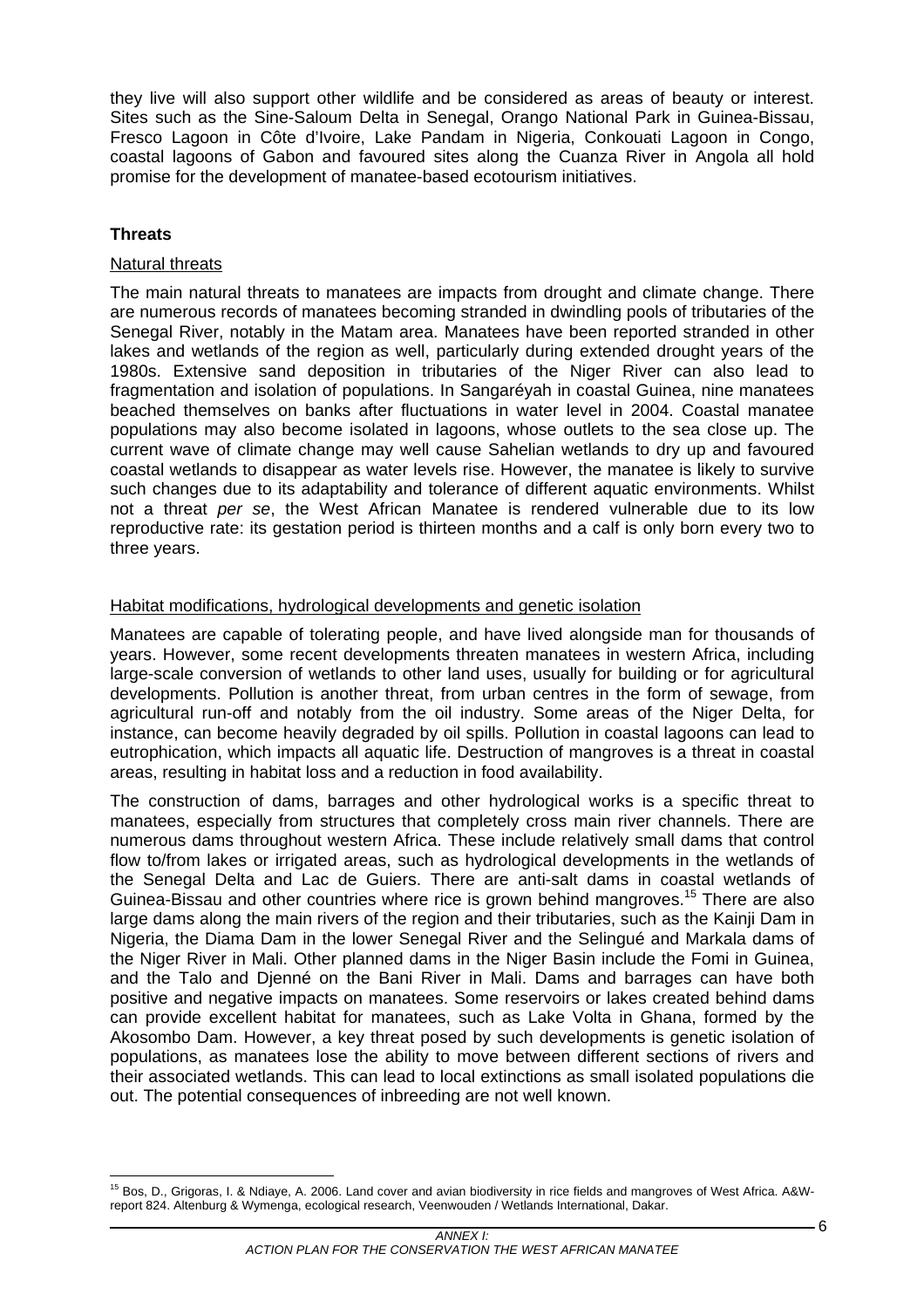they live will also support other wildlife and be considered as areas of beauty or interest. Sites such as the Sine-Saloum Delta in Senegal, Orango National Park in Guinea-Bissau, Fresco Lagoon in Côte d'Ivoire, Lake Pandam in Nigeria, Conkouati Lagoon in Congo, coastal lagoons of Gabon and favoured sites along the Cuanza River in Angola all hold promise for the development of manatee-based ecotourism initiatives.

## Threats

### Natural threats

The main natural threats to manatees are impacts from drought and climate change. There are numerous records of manatees becoming stranded in dwindling pools of tributaries of the Senegal River, notably in the Matam area. Manatees have been reported stranded in other lakes and wetlands of the region as well, particularly during extended drought years of the 1980s. Extensive sand deposition in tributaries of the Niger River can also lead to fragmentation and isolation of populations. In Sangaréyah in coastal Guinea, nine manatees beached themselves on banks after fluctuations in water level in 2004. Coastal manatee populations may also become isolated in lagoons, whose outlets to the sea close up. The current wave of climate change may well cause Sahelian wetlands to dry up and favoured coastal wetlands to disappear as water levels rise. However, the manatee is likely to survive such changes due to its adaptability and tolerance of different aquatic environments. Whilst not a threat *per se*, the West African Manatee is rendered vulnerable due to its low reproductive rate: its gestation period is thirteen months and a calf is only born every two to three years.

### Habitat modifications, hydrological developments and genetic isolation

Manatees are capable of tolerating people, and have lived alongside man for thousands of years. However, some recent developments threaten manatees in western Africa, including large-scale conversion of wetlands to other land uses, usually for building or for agricultural developments. Pollution is another threat, from urban centres in the form of sewage, from agricultural run-off and notably from the oil industry. Some areas of the Niger Delta, for instance, can become heavily degraded by oil spills. Pollution in coastal lagoons can lead to eutrophication, which impacts all aquatic life. Destruction of mangroves is a threat in coastal areas, resulting in habitat loss and a reduction in food availability.

The construction of dams, barrages and other hydrological works is a specific threat to manatees, especially from structures that completely cross main river channels. There are numerous dams throughout western Africa. These include relatively small dams that control flow to/from lakes or irrigated areas, such as hydrological developments in the wetlands of the Senegal Delta and Lac de Guiers. There are anti-salt dams in coastal wetlands of Guinea-Bissau and other countries where rice is grown behind mangroves.[15] There are also large dams along the main rivers of the region and their tributaries, such as the Kainji Dam in Nigeria, the Diama Dam in the lower Senegal River and the Selingué and Markala dams of the Niger River in Mali. Other planned dams in the Niger Basin include the Fomi in Guinea, and the Talo and Djenné on the Bani River in Mali. Dams and barrages can have both positive and negative impacts on manatees. Some reservoirs or lakes created behind dams can provide excellent habitat for manatees, such as Lake Volta in Ghana, formed by the Akosombo Dam. However, a key threat posed by such developments is genetic isolation of populations, as manatees lose the ability to move between different sections of rivers and their associated wetlands. This can lead to local extinctions as small isolated populations die out. The potential consequences of inbreeding are not well known.

[15] Bos, D., Grigoras, I. & Ndiaye, A. 2006. Land cover and avian biodiversity in rice fields and mangroves of West Africa. A&W-report 824. Altenburg & Wymenga, ecological research, Veenwouden / Wetlands International, Dakar.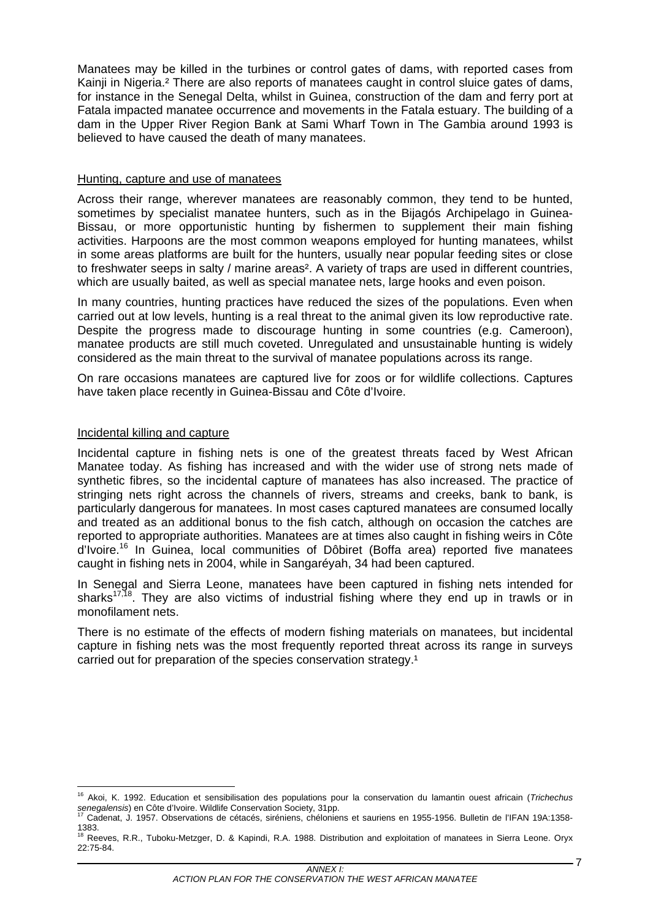Manatees may be killed in the turbines or control gates of dams, with reported cases from Kainji in Nigeria.[2] There are also reports of manatees caught in control sluice gates of dams, for instance in the Senegal Delta, whilst in Guinea, construction of the dam and ferry port at Fatala impacted manatee occurrence and movements in the Fatala estuary. The building of a dam in the Upper River Region Bank at Sami Wharf Town in The Gambia around 1993 is believed to have caused the death of many manatees.

### Hunting, capture and use of manatees

Across their range, wherever manatees are reasonably common, they tend to be hunted, sometimes by specialist manatee hunters, such as in the Bijagós Archipelago in Guinea-Bissau, or more opportunistic hunting by fishermen to supplement their main fishing activities. Harpoons are the most common weapons employed for hunting manatees, whilst in some areas platforms are built for the hunters, usually near popular feeding sites or close to freshwater seeps in salty / marine areas[2]. A variety of traps are used in different countries, which are usually baited, as well as special manatee nets, large hooks and even poison.

In many countries, hunting practices have reduced the sizes of the populations. Even when carried out at low levels, hunting is a real threat to the animal given its low reproductive rate. Despite the progress made to discourage hunting in some countries (e.g. Cameroon), manatee products are still much coveted. Unregulated and unsustainable hunting is widely considered as the main threat to the survival of manatee populations across its range.

On rare occasions manatees are captured live for zoos or for wildlife collections. Captures have taken place recently in Guinea-Bissau and Côte d'Ivoire.

### Incidental killing and capture

Incidental capture in fishing nets is one of the greatest threats faced by West African Manatee today. As fishing has increased and with the wider use of strong nets made of synthetic fibres, so the incidental capture of manatees has also increased. The practice of stringing nets right across the channels of rivers, streams and creeks, bank to bank, is particularly dangerous for manatees. In most cases captured manatees are consumed locally and treated as an additional bonus to the fish catch, although on occasion the catches are reported to appropriate authorities. Manatees are at times also caught in fishing weirs in Côte d'Ivoire.[16] In Guinea, local communities of Dôbiret (Boffa area) reported five manatees caught in fishing nets in 2004, while in Sangaréyah, 34 had been captured.

In Senegal and Sierra Leone, manatees have been captured in fishing nets intended for sharks[17,18]. They are also victims of industrial fishing where they end up in trawls or in monofilament nets.

There is no estimate of the effects of modern fishing materials on manatees, but incidental capture in fishing nets was the most frequently reported threat across its range in surveys carried out for preparation of the species conservation strategy.[1]

---

[16] Akoi, K. 1992. Education et sensibilisation des populations pour la conservation du lamantin ouest africain (*Trichechus senegalensis*) en Côte d'Ivoire. Wildlife Conservation Society, 31pp.

[17] Cadenat, J. 1957. Observations de cétacés, siréniens, chéloniens et sauriens en 1955-1956. Bulletin de l'IFAN 19A:1358-1383.

[18] Reeves, R.R., Tuboku-Metzger, D. & Kapindi, R.A. 1988. Distribution and exploitation of manatees in Sierra Leone. Oryx 22:75-84.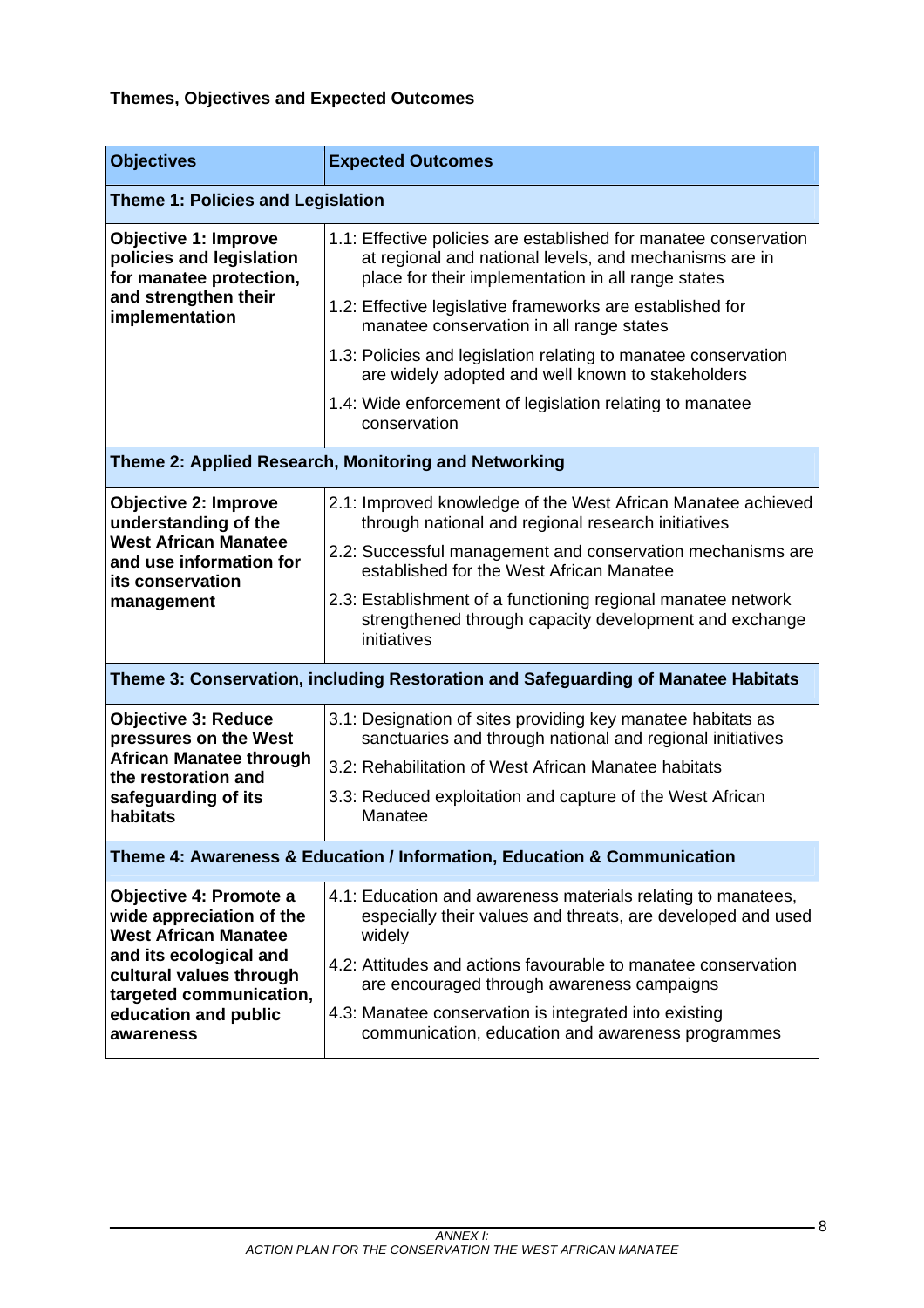**Themes, Objectives and Expected Outcomes**

| Objectives | Expected Outcomes |
|---|---|
| **Theme 1: Policies and Legislation** | |
| **Objective 1: Improve policies and legislation for manatee protection, and strengthen their implementation** | 1.1: Effective policies are established for manatee conservation at regional and national levels, and mechanisms are in place for their implementation in all range states<br>1.2: Effective legislative frameworks are established for manatee conservation in all range states<br>1.3: Policies and legislation relating to manatee conservation are widely adopted and well known to stakeholders<br>1.4: Wide enforcement of legislation relating to manatee conservation |
| **Theme 2: Applied Research, Monitoring and Networking** | |
| **Objective 2: Improve understanding of the West African Manatee and use information for its conservation management** | 2.1: Improved knowledge of the West African Manatee achieved through national and regional research initiatives<br>2.2: Successful management and conservation mechanisms are established for the West African Manatee<br>2.3: Establishment of a functioning regional manatee network strengthened through capacity development and exchange initiatives |
| **Theme 3: Conservation, including Restoration and Safeguarding of Manatee Habitats** | |
| **Objective 3: Reduce pressures on the West African Manatee through the restoration and safeguarding of its habitats** | 3.1: Designation of sites providing key manatee habitats as sanctuaries and through national and regional initiatives<br>3.2: Rehabilitation of West African Manatee habitats<br>3.3: Reduced exploitation and capture of the West African Manatee |
| **Theme 4: Awareness & Education / Information, Education & Communication** | |
| **Objective 4: Promote a wide appreciation of the West African Manatee and its ecological and cultural values through targeted communication, education and public awareness** | 4.1: Education and awareness materials relating to manatees, especially their values and threats, are developed and used widely<br>4.2: Attitudes and actions favourable to manatee conservation are encouraged through awareness campaigns<br>4.3: Manatee conservation is integrated into existing communication, education and awareness programmes |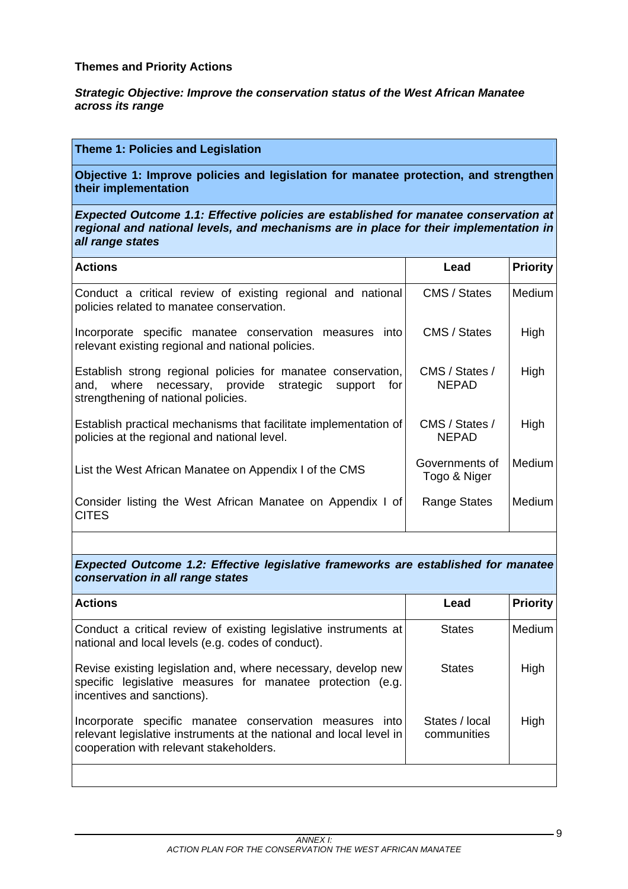**Themes and Priority Actions**

***Strategic Objective: Improve the conservation status of the West African Manatee across its range***

| **Theme 1: Policies and Legislation** | | |
|---|---|---|
| **Objective 1: Improve policies and legislation for manatee protection, and strengthen their implementation** | | |
| ***Expected Outcome 1.1: Effective policies are established for manatee conservation at regional and national levels, and mechanisms are in place for their implementation in all range states*** | | |
| **Actions** | **Lead** | **Priority** |
| Conduct a critical review of existing regional and national policies related to manatee conservation. | CMS / States | Medium |
| Incorporate specific manatee conservation measures into relevant existing regional and national policies. | CMS / States | High |
| Establish strong regional policies for manatee conservation, and, where necessary, provide strategic support for strengthening of national policies. | CMS / States / NEPAD | High |
| Establish practical mechanisms that facilitate implementation of policies at the regional and national level. | CMS / States / NEPAD | High |
| List the West African Manatee on Appendix I of the CMS | Governments of Togo & Niger | Medium |
| Consider listing the West African Manatee on Appendix I of CITES | Range States | Medium |
| | | |
| ***Expected Outcome 1.2: Effective legislative frameworks are established for manatee conservation in all range states*** | | |
| **Actions** | **Lead** | **Priority** |
| Conduct a critical review of existing legislative instruments at national and local levels (e.g. codes of conduct). | States | Medium |
| Revise existing legislation and, where necessary, develop new specific legislative measures for manatee protection (e.g. incentives and sanctions). | States | High |
| Incorporate specific manatee conservation measures into relevant legislative instruments at the national and local level in cooperation with relevant stakeholders. | States / local communities | High |
| | | |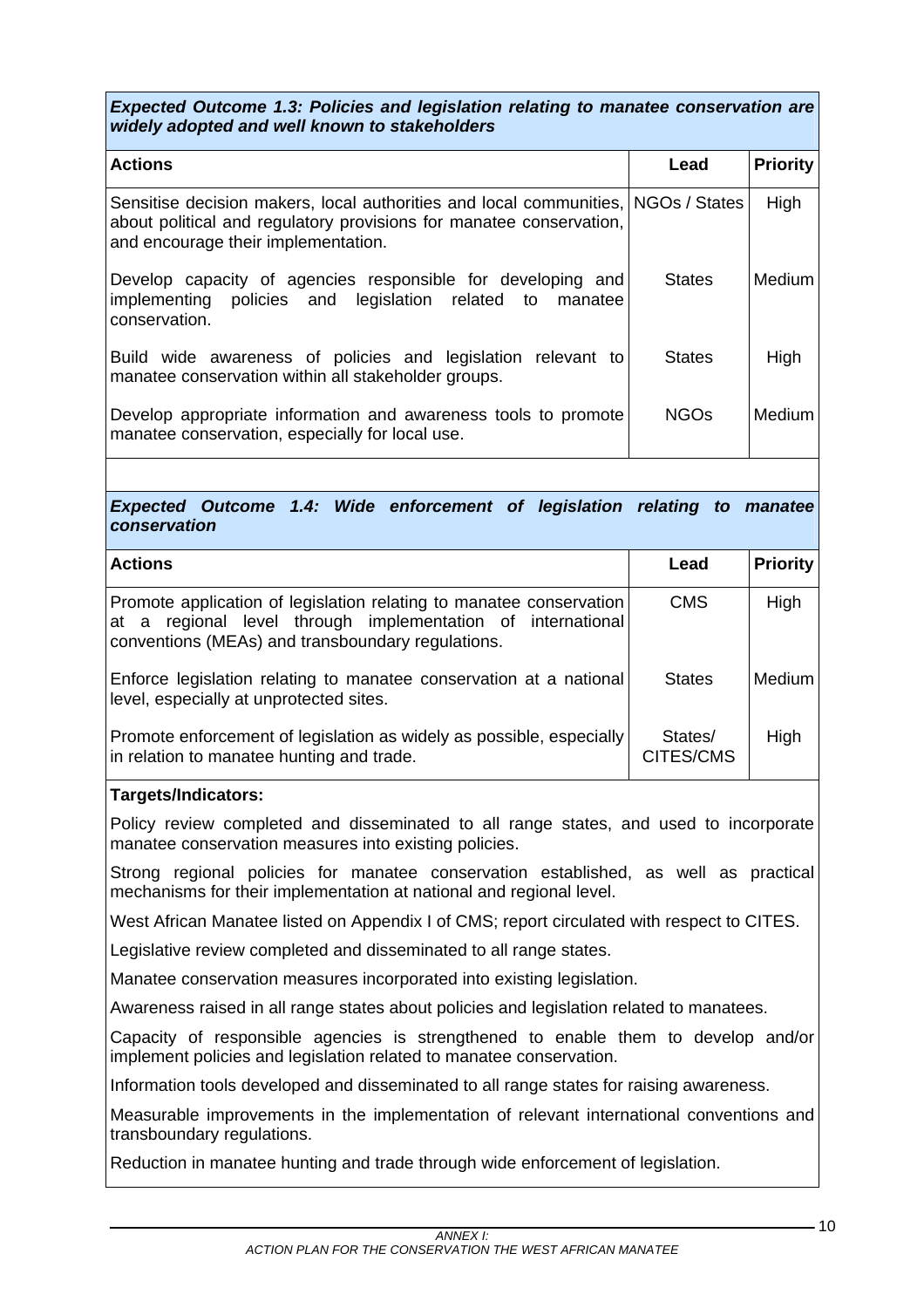***Expected Outcome 1.3: Policies and legislation relating to manatee conservation are widely adopted and well known to stakeholders***

| Actions | Lead | Priority |
|---|---|---|
| Sensitise decision makers, local authorities and local communities, about political and regulatory provisions for manatee conservation, and encourage their implementation. | NGOs / States | High |
| Develop capacity of agencies responsible for developing and implementing policies and legislation related to manatee conservation. | States | Medium |
| Build wide awareness of policies and legislation relevant to manatee conservation within all stakeholder groups. | States | High |
| Develop appropriate information and awareness tools to promote manatee conservation, especially for local use. | NGOs | Medium |

***Expected Outcome 1.4: Wide enforcement of legislation relating to manatee conservation***

| Actions | Lead | Priority |
|---|---|---|
| Promote application of legislation relating to manatee conservation at a regional level through implementation of international conventions (MEAs) and transboundary regulations. | CMS | High |
| Enforce legislation relating to manatee conservation at a national level, especially at unprotected sites. | States | Medium |
| Promote enforcement of legislation as widely as possible, especially in relation to manatee hunting and trade. | States/ CITES/CMS | High |

**Targets/Indicators:**

Policy review completed and disseminated to all range states, and used to incorporate manatee conservation measures into existing policies.

Strong regional policies for manatee conservation established, as well as practical mechanisms for their implementation at national and regional level.

West African Manatee listed on Appendix I of CMS; report circulated with respect to CITES.

Legislative review completed and disseminated to all range states.

Manatee conservation measures incorporated into existing legislation.

Awareness raised in all range states about policies and legislation related to manatees.

Capacity of responsible agencies is strengthened to enable them to develop and/or implement policies and legislation related to manatee conservation.

Information tools developed and disseminated to all range states for raising awareness.

Measurable improvements in the implementation of relevant international conventions and transboundary regulations.

Reduction in manatee hunting and trade through wide enforcement of legislation.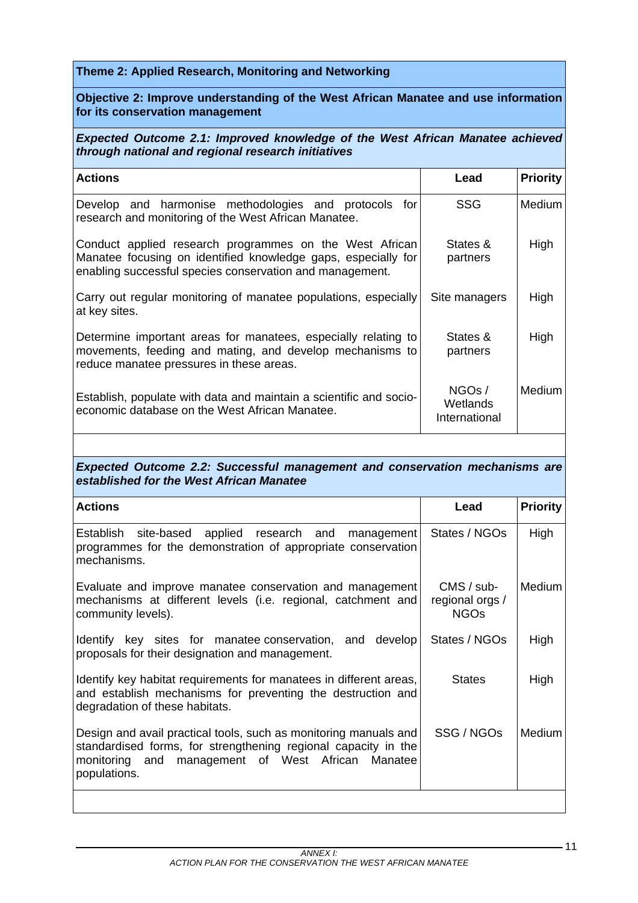**Theme 2: Applied Research, Monitoring and Networking**

**Objective 2: Improve understanding of the West African Manatee and use information for its conservation management**

***Expected Outcome 2.1: Improved knowledge of the West African Manatee achieved through national and regional research initiatives***

| Actions | Lead | Priority |
|---|---|---|
| Develop and harmonise methodologies and protocols for research and monitoring of the West African Manatee. | SSG | Medium |
| Conduct applied research programmes on the West African Manatee focusing on identified knowledge gaps, especially for enabling successful species conservation and management. | States & partners | High |
| Carry out regular monitoring of manatee populations, especially at key sites. | Site managers | High |
| Determine important areas for manatees, especially relating to movements, feeding and mating, and develop mechanisms to reduce manatee pressures in these areas. | States & partners | High |
| Establish, populate with data and maintain a scientific and socio-economic database on the West African Manatee. | NGOs / Wetlands International | Medium |

***Expected Outcome 2.2: Successful management and conservation mechanisms are established for the West African Manatee***

| Actions | Lead | Priority |
|---|---|---|
| Establish site-based applied research and management programmes for the demonstration of appropriate conservation mechanisms. | States / NGOs | High |
| Evaluate and improve manatee conservation and management mechanisms at different levels (i.e. regional, catchment and community levels). | CMS / sub-regional orgs / NGOs | Medium |
| Identify key sites for manatee conservation, and develop proposals for their designation and management. | States / NGOs | High |
| Identify key habitat requirements for manatees in different areas, and establish mechanisms for preventing the destruction and degradation of these habitats. | States | High |
| Design and avail practical tools, such as monitoring manuals and standardised forms, for strengthening regional capacity in the monitoring and management of West African Manatee populations. | SSG / NGOs | Medium |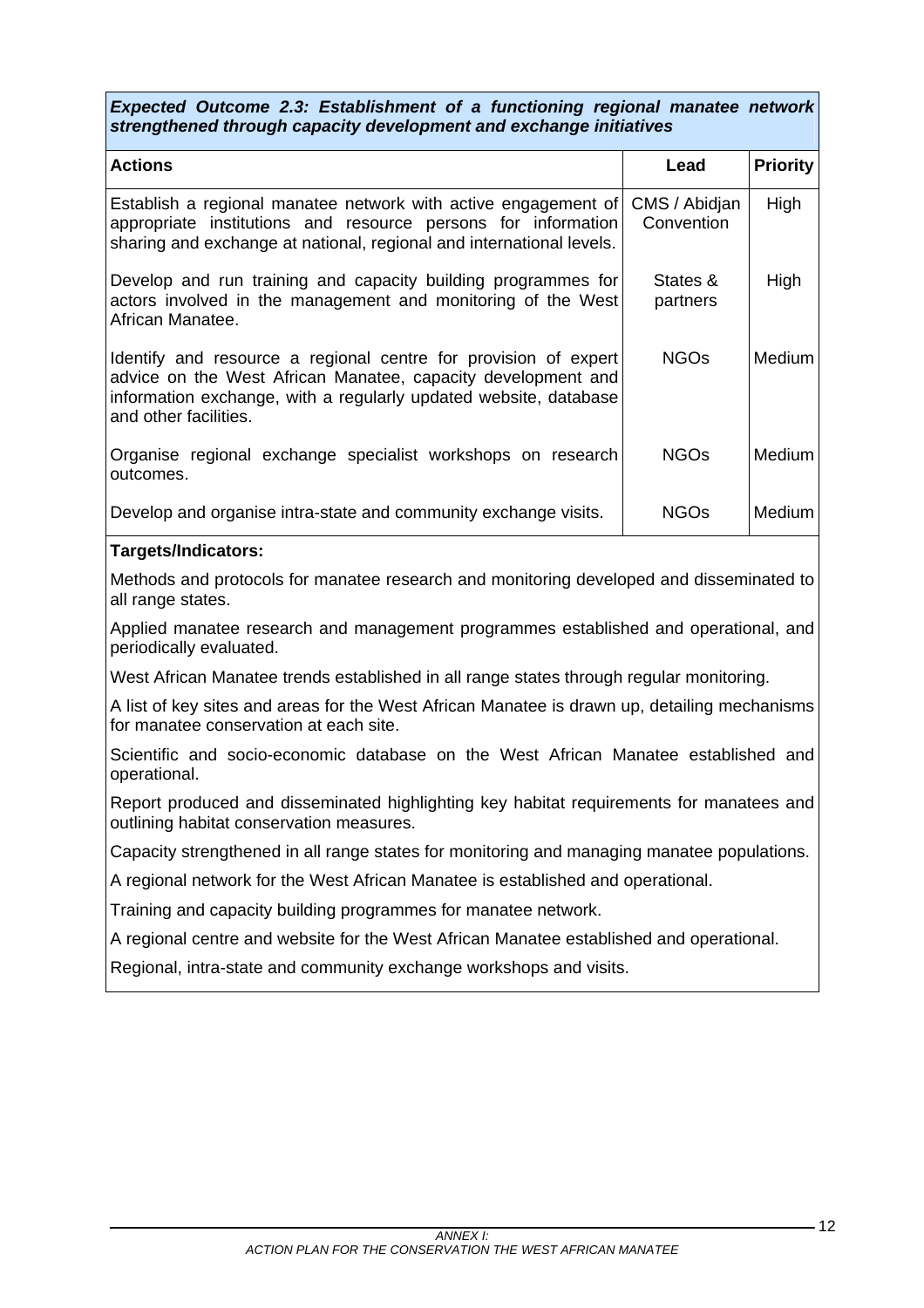***Expected Outcome 2.3: Establishment of a functioning regional manatee network strengthened through capacity development and exchange initiatives***

| Actions | Lead | Priority |
|---|---|---|
| Establish a regional manatee network with active engagement of appropriate institutions and resource persons for information sharing and exchange at national, regional and international levels. | CMS / Abidjan Convention | High |
| Develop and run training and capacity building programmes for actors involved in the management and monitoring of the West African Manatee. | States & partners | High |
| Identify and resource a regional centre for provision of expert advice on the West African Manatee, capacity development and information exchange, with a regularly updated website, database and other facilities. | NGOs | Medium |
| Organise regional exchange specialist workshops on research outcomes. | NGOs | Medium |
| Develop and organise intra-state and community exchange visits. | NGOs | Medium |

**Targets/Indicators:**

Methods and protocols for manatee research and monitoring developed and disseminated to all range states.

Applied manatee research and management programmes established and operational, and periodically evaluated.

West African Manatee trends established in all range states through regular monitoring.

A list of key sites and areas for the West African Manatee is drawn up, detailing mechanisms for manatee conservation at each site.

Scientific and socio-economic database on the West African Manatee established and operational.

Report produced and disseminated highlighting key habitat requirements for manatees and outlining habitat conservation measures.

Capacity strengthened in all range states for monitoring and managing manatee populations.

A regional network for the West African Manatee is established and operational.

Training and capacity building programmes for manatee network.

A regional centre and website for the West African Manatee established and operational.

Regional, intra-state and community exchange workshops and visits.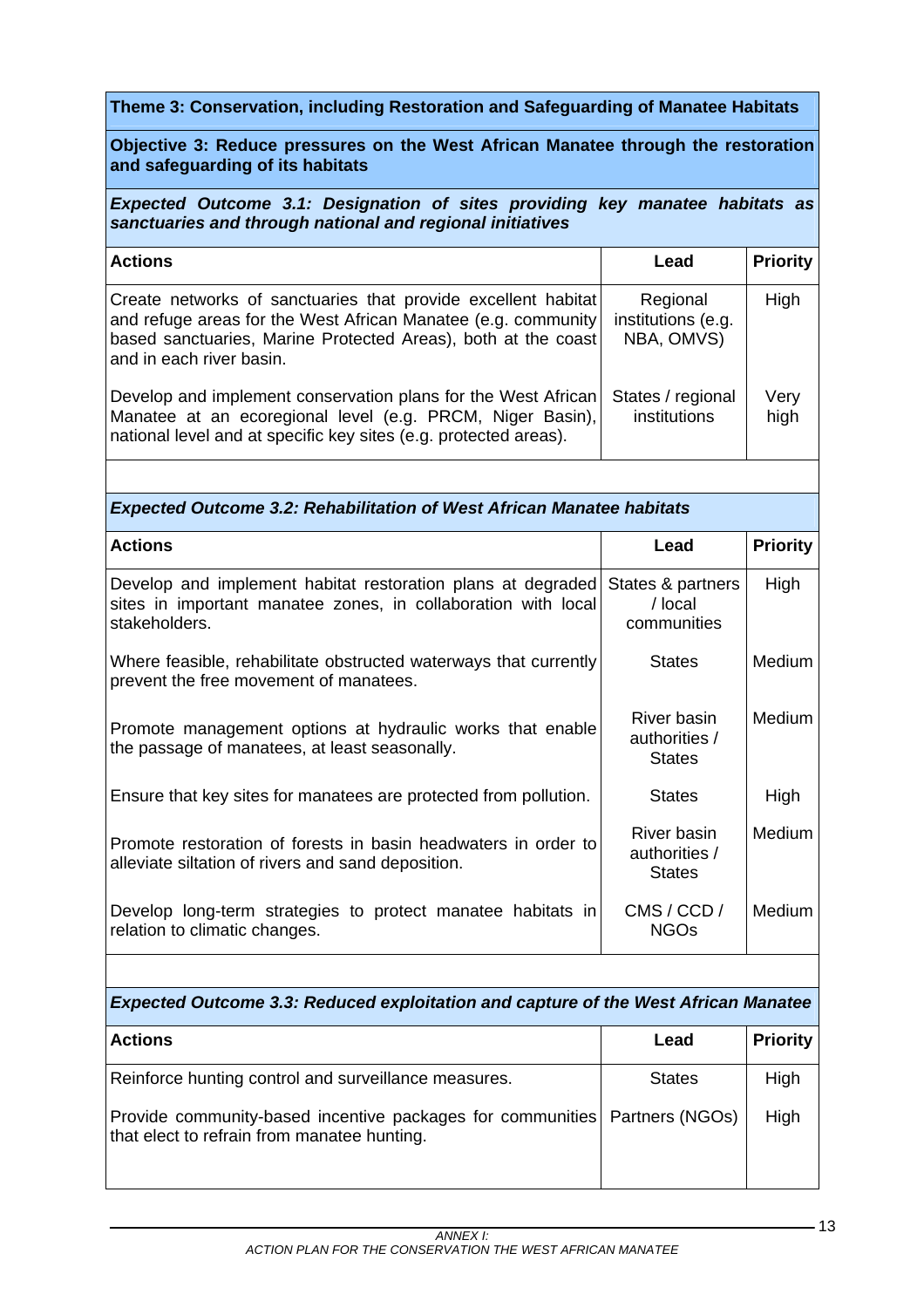**Theme 3: Conservation, including Restoration and Safeguarding of Manatee Habitats**

**Objective 3: Reduce pressures on the West African Manatee through the restoration and safeguarding of its habitats**

***Expected Outcome 3.1: Designation of sites providing key manatee habitats as sanctuaries and through national and regional initiatives***

| Actions | Lead | Priority |
|---|---|---|
| Create networks of sanctuaries that provide excellent habitat and refuge areas for the West African Manatee (e.g. community based sanctuaries, Marine Protected Areas), both at the coast and in each river basin. | Regional institutions (e.g. NBA, OMVS) | High |
| Develop and implement conservation plans for the West African Manatee at an ecoregional level (e.g. PRCM, Niger Basin), national level and at specific key sites (e.g. protected areas). | States / regional institutions | Very high |

***Expected Outcome 3.2: Rehabilitation of West African Manatee habitats***

| Actions | Lead | Priority |
|---|---|---|
| Develop and implement habitat restoration plans at degraded sites in important manatee zones, in collaboration with local stakeholders. | States & partners / local communities | High |
| Where feasible, rehabilitate obstructed waterways that currently prevent the free movement of manatees. | States | Medium |
| Promote management options at hydraulic works that enable the passage of manatees, at least seasonally. | River basin authorities / States | Medium |
| Ensure that key sites for manatees are protected from pollution. | States | High |
| Promote restoration of forests in basin headwaters in order to alleviate siltation of rivers and sand deposition. | River basin authorities / States | Medium |
| Develop long-term strategies to protect manatee habitats in relation to climatic changes. | CMS / CCD / NGOs | Medium |

***Expected Outcome 3.3: Reduced exploitation and capture of the West African Manatee***

| Actions | Lead | Priority |
|---|---|---|
| Reinforce hunting control and surveillance measures. | States | High |
| Provide community-based incentive packages for communities that elect to refrain from manatee hunting. | Partners (NGOs) | High |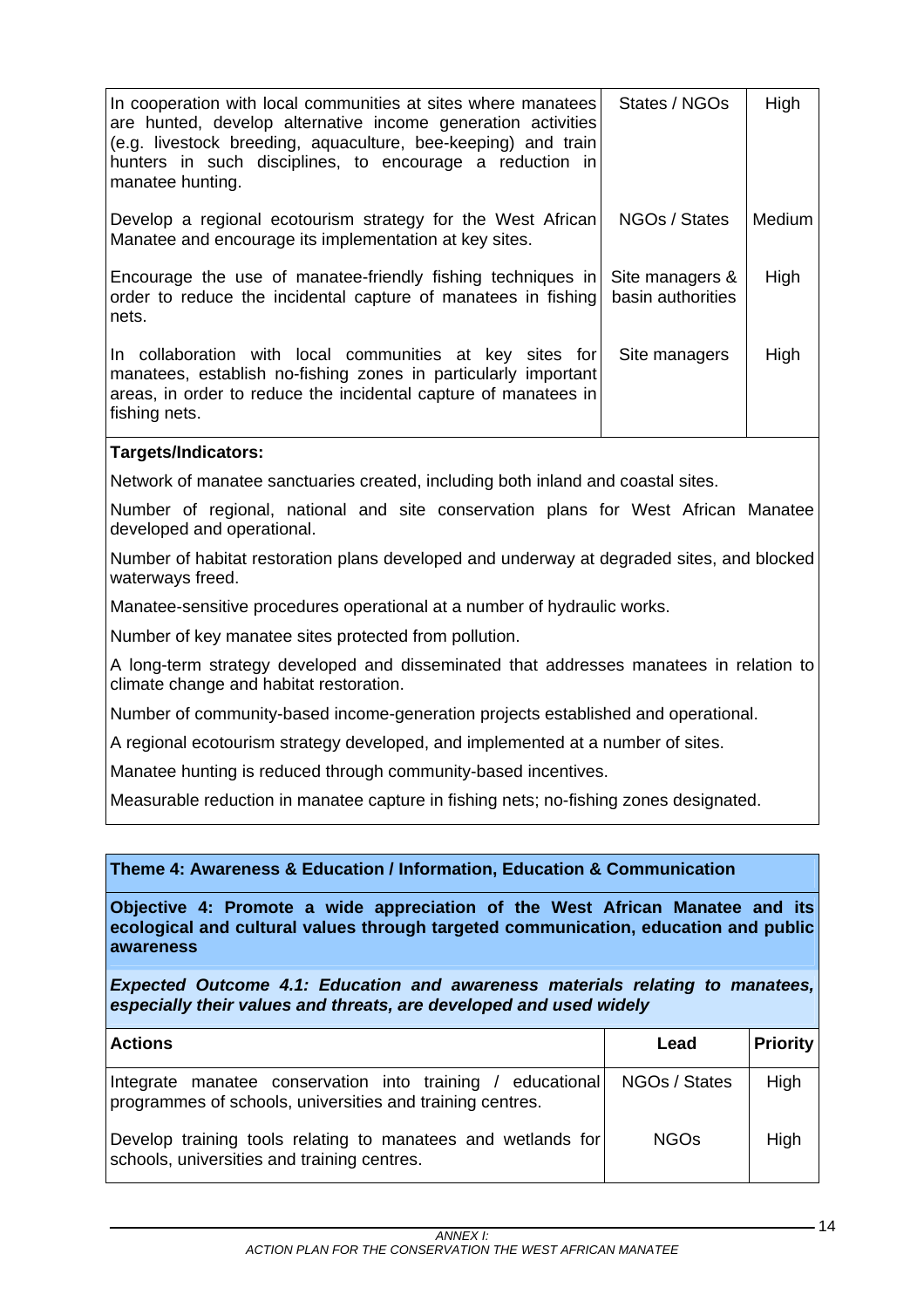| | | |
|---|---|---|
| In cooperation with local communities at sites where manatees are hunted, develop alternative income generation activities (e.g. livestock breeding, aquaculture, bee-keeping) and train hunters in such disciplines, to encourage a reduction in manatee hunting. | States / NGOs | High |
| Develop a regional ecotourism strategy for the West African Manatee and encourage its implementation at key sites. | NGOs / States | Medium |
| Encourage the use of manatee-friendly fishing techniques in order to reduce the incidental capture of manatees in fishing nets. | Site managers & basin authorities | High |
| In collaboration with local communities at key sites for manatees, establish no-fishing zones in particularly important areas, in order to reduce the incidental capture of manatees in fishing nets. | Site managers | High |

**Targets/Indicators:**

Network of manatee sanctuaries created, including both inland and coastal sites.

Number of regional, national and site conservation plans for West African Manatee developed and operational.

Number of habitat restoration plans developed and underway at degraded sites, and blocked waterways freed.

Manatee-sensitive procedures operational at a number of hydraulic works.

Number of key manatee sites protected from pollution.

A long-term strategy developed and disseminated that addresses manatees in relation to climate change and habitat restoration.

Number of community-based income-generation projects established and operational.

A regional ecotourism strategy developed, and implemented at a number of sites.

Manatee hunting is reduced through community-based incentives.

Measurable reduction in manatee capture in fishing nets; no-fishing zones designated.

**Theme 4: Awareness & Education / Information, Education & Communication**

**Objective 4: Promote a wide appreciation of the West African Manatee and its ecological and cultural values through targeted communication, education and public awareness**

***Expected Outcome 4.1: Education and awareness materials relating to manatees, especially their values and threats, are developed and used widely***

| Actions | Lead | Priority |
|---|---|---|
| Integrate manatee conservation into training / educational programmes of schools, universities and training centres. | NGOs / States | High |
| Develop training tools relating to manatees and wetlands for schools, universities and training centres. | NGOs | High |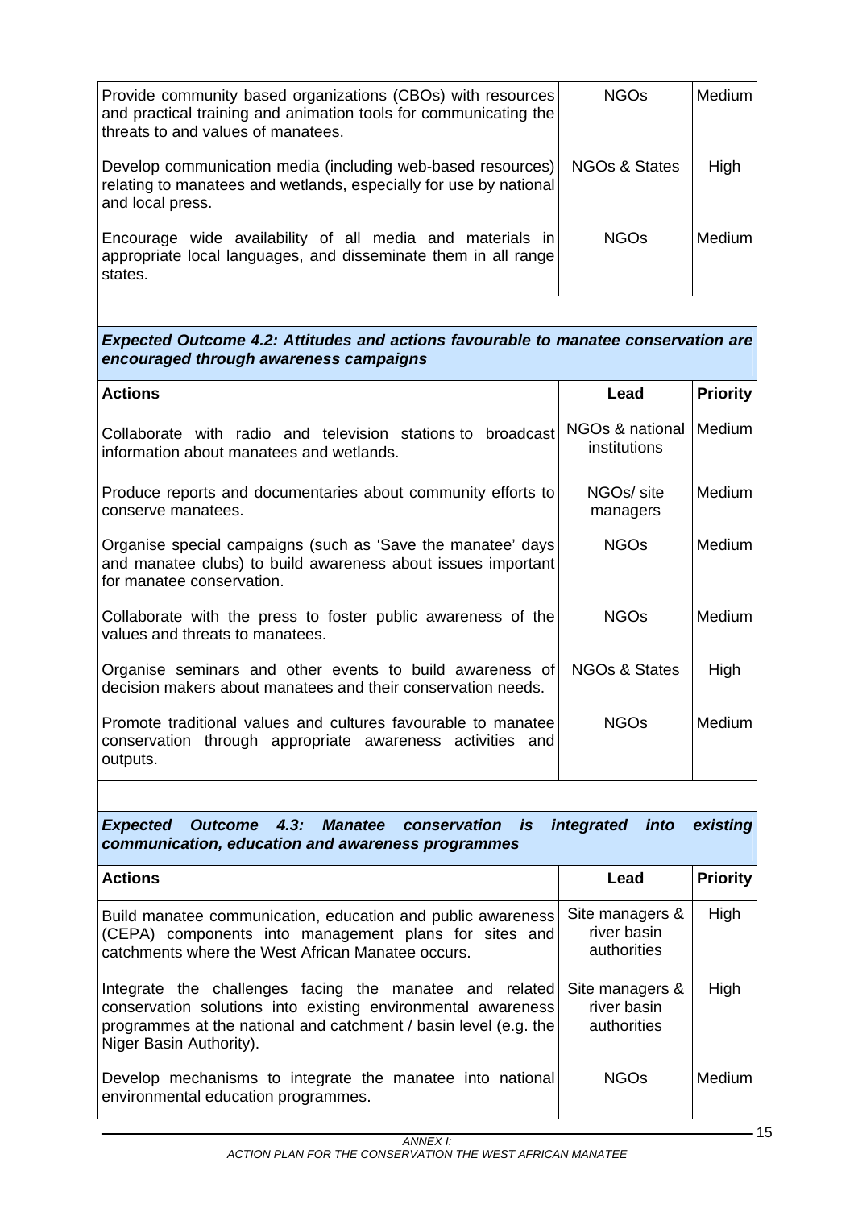| | | |
|---|---|---|
| Provide community based organizations (CBOs) with resources and practical training and animation tools for communicating the threats to and values of manatees. | NGOs | Medium |
| Develop communication media (including web-based resources) relating to manatees and wetlands, especially for use by national and local press. | NGOs & States | High |
| Encourage wide availability of all media and materials in appropriate local languages, and disseminate them in all range states. | NGOs | Medium |

***Expected Outcome 4.2: Attitudes and actions favourable to manatee conservation are encouraged through awareness campaigns***

| **Actions** | **Lead** | **Priority** |
|---|---|---|
| Collaborate with radio and television stations to broadcast information about manatees and wetlands. | NGOs & national institutions | Medium |
| Produce reports and documentaries about community efforts to conserve manatees. | NGOs/ site managers | Medium |
| Organise special campaigns (such as 'Save the manatee' days and manatee clubs) to build awareness about issues important for manatee conservation. | NGOs | Medium |
| Collaborate with the press to foster public awareness of the values and threats to manatees. | NGOs | Medium |
| Organise seminars and other events to build awareness of decision makers about manatees and their conservation needs. | NGOs & States | High |
| Promote traditional values and cultures favourable to manatee conservation through appropriate awareness activities and outputs. | NGOs | Medium |

***Expected Outcome 4.3: Manatee conservation is integrated into existing communication, education and awareness programmes***

| **Actions** | **Lead** | **Priority** |
|---|---|---|
| Build manatee communication, education and public awareness (CEPA) components into management plans for sites and catchments where the West African Manatee occurs. | Site managers & river basin authorities | High |
| Integrate the challenges facing the manatee and related conservation solutions into existing environmental awareness programmes at the national and catchment / basin level (e.g. the Niger Basin Authority). | Site managers & river basin authorities | High |
| Develop mechanisms to integrate the manatee into national environmental education programmes. | NGOs | Medium |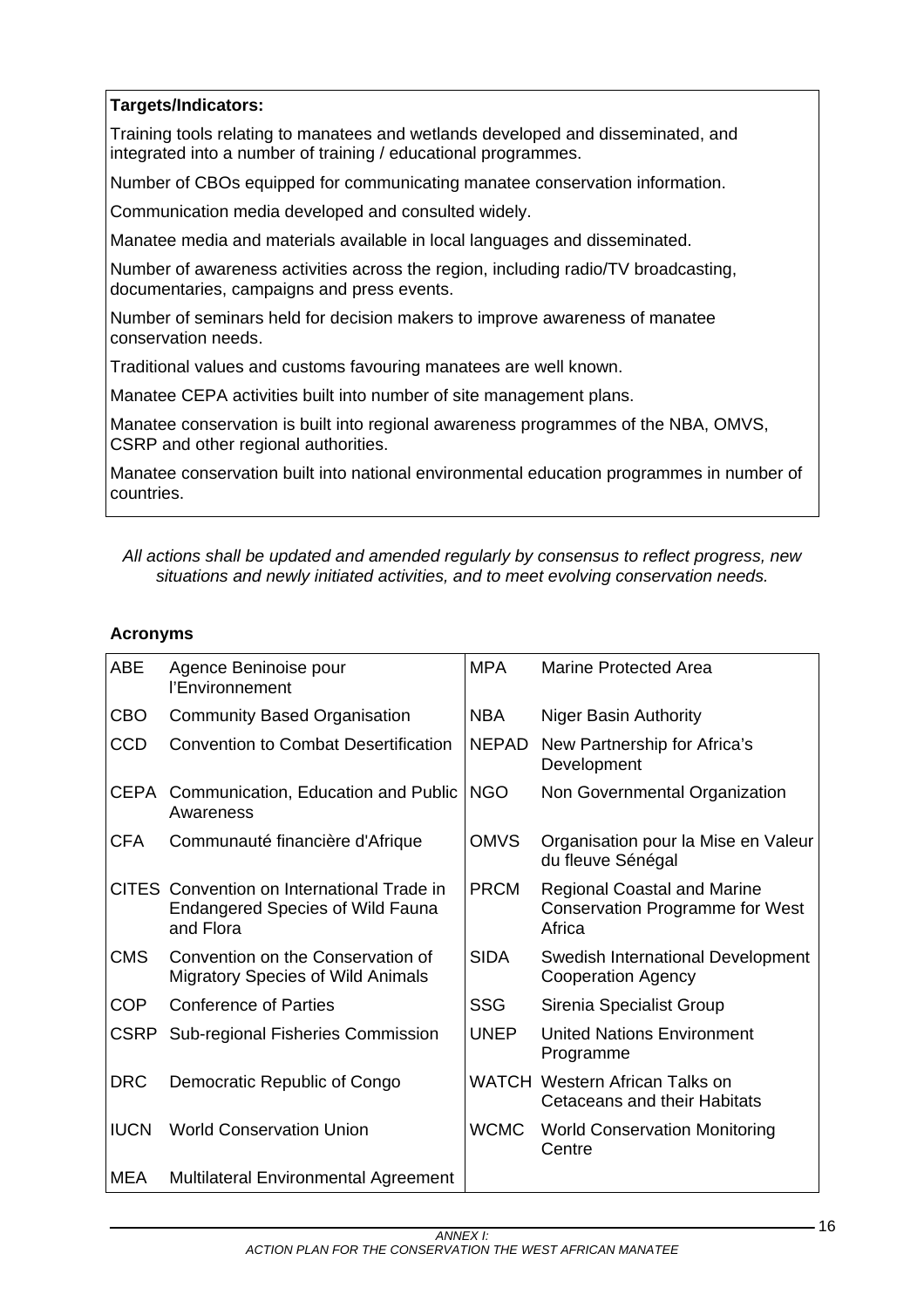**Targets/Indicators:**

Training tools relating to manatees and wetlands developed and disseminated, and integrated into a number of training / educational programmes.

Number of CBOs equipped for communicating manatee conservation information.

Communication media developed and consulted widely.

Manatee media and materials available in local languages and disseminated.

Number of awareness activities across the region, including radio/TV broadcasting, documentaries, campaigns and press events.

Number of seminars held for decision makers to improve awareness of manatee conservation needs.

Traditional values and customs favouring manatees are well known.

Manatee CEPA activities built into number of site management plans.

Manatee conservation is built into regional awareness programmes of the NBA, OMVS, CSRP and other regional authorities.

Manatee conservation built into national environmental education programmes in number of countries.

*All actions shall be updated and amended regularly by consensus to reflect progress, new situations and newly initiated activities, and to meet evolving conservation needs.*

**Acronyms**

| | | | |
|---|---|---|---|
| ABE | Agence Beninoise pour l'Environnement | MPA | Marine Protected Area |
| CBO | Community Based Organisation | NBA | Niger Basin Authority |
| CCD | Convention to Combat Desertification | NEPAD | New Partnership for Africa's Development |
| CEPA | Communication, Education and Public Awareness | NGO | Non Governmental Organization |
| CFA | Communauté financière d'Afrique | OMVS | Organisation pour la Mise en Valeur du fleuve Sénégal |
| CITES | Convention on International Trade in Endangered Species of Wild Fauna and Flora | PRCM | Regional Coastal and Marine Conservation Programme for West Africa |
| CMS | Convention on the Conservation of Migratory Species of Wild Animals | SIDA | Swedish International Development Cooperation Agency |
| COP | Conference of Parties | SSG | Sirenia Specialist Group |
| CSRP | Sub-regional Fisheries Commission | UNEP | United Nations Environment Programme |
| DRC | Democratic Republic of Congo | WATCH | Western African Talks on Cetaceans and their Habitats |
| IUCN | World Conservation Union | WCMC | World Conservation Monitoring Centre |
| MEA | Multilateral Environmental Agreement | | |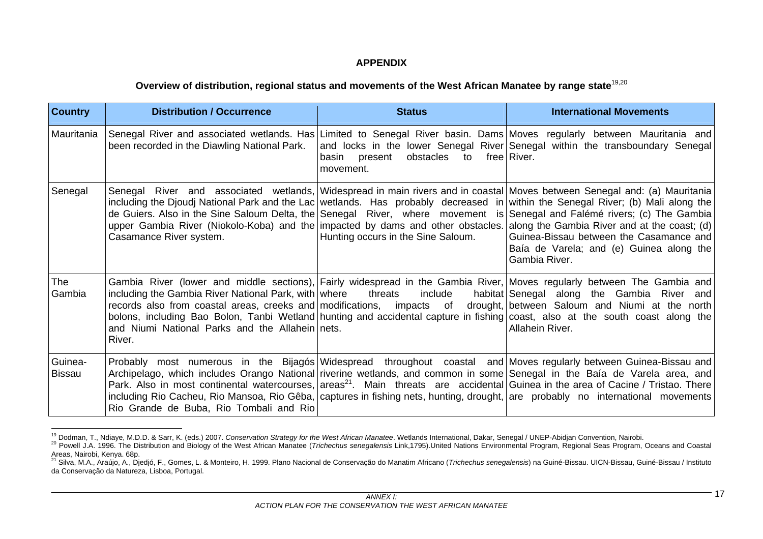**APPENDIX**

**Overview of distribution, regional status and movements of the West African Manatee by range state**[19,20]

| Country | Distribution / Occurrence | Status | International Movements |
|---|---|---|---|
| Mauritania | Senegal River and associated wetlands. Has been recorded in the Diawling National Park. | Limited to Senegal River basin. Dams and locks in the lower Senegal River basin present obstacles to free movement. | Moves regularly between Mauritania and Senegal within the transboundary Senegal River. |
| Senegal | Senegal River and associated wetlands, including the Djoudj National Park and the Lac de Guiers. Also in the Sine Saloum Delta, the upper Gambia River (Niokolo-Koba) and the Casamance River system. | Widespread in main rivers and in coastal wetlands. Has probably decreased in Senegal River, where movement is impacted by dams and other obstacles. Hunting occurs in the Sine Saloum. | Moves between Senegal and: (a) Mauritania within the Senegal River; (b) Mali along the Senegal and Falémé rivers; (c) The Gambia along the Gambia River and at the coast; (d) Guinea-Bissau between the Casamance and Baía de Varela; and (e) Guinea along the Gambia River. |
| The Gambia | Gambia River (lower and middle sections), including the Gambia River National Park, with records also from coastal areas, creeks and bolons, including Bao Bolon, Tanbi Wetland and Niumi National Parks and the Allahein River. | Fairly widespread in the Gambia River, where threats include habitat modifications, impacts of drought, hunting and accidental capture in fishing nets. | Moves regularly between The Gambia and Senegal along the Gambia River and between Saloum and Niumi at the north coast, also at the south coast along the Allahein River. |
| Guinea-Bissau | Probably most numerous in the Bijagós Archipelago, which includes Orango National Park. Also in most continental watercourses, including Rio Cacheu, Rio Mansoa, Rio Gêba, Rio Grande de Buba, Rio Tombali and Rio | Widespread throughout coastal and riverine wetlands, and common in some areas[21]. Main threats are accidental captures in fishing nets, hunting, drought, | Moves regularly between Guinea-Bissau and Senegal in the Baía de Varela area, and Guinea in the area of Cacine / Tristao. There are probably no international movements |

[19] Dodman, T., Ndiaye, M.D.D. & Sarr, K. (eds.) 2007. *Conservation Strategy for the West African Manatee*. Wetlands International, Dakar, Senegal / UNEP-Abidjan Convention, Nairobi.

[20] Powell J.A. 1996. The Distribution and Biology of the West African Manatee (*Trichechus senegalensis* Link,1795).United Nations Environmental Program, Regional Seas Program, Oceans and Coastal Areas, Nairobi, Kenya. 68p.

[21] Silva, M.A., Araújo, A., Djedjó, F., Gomes, L. & Monteiro, H. 1999. Plano Nacional de Conservação do Manatim Africano (*Trichechus senegalensis*) na Guiné-Bissau. UICN-Bissau, Guiné-Bissau / Instituto da Conservação da Natureza, Lisboa, Portugal.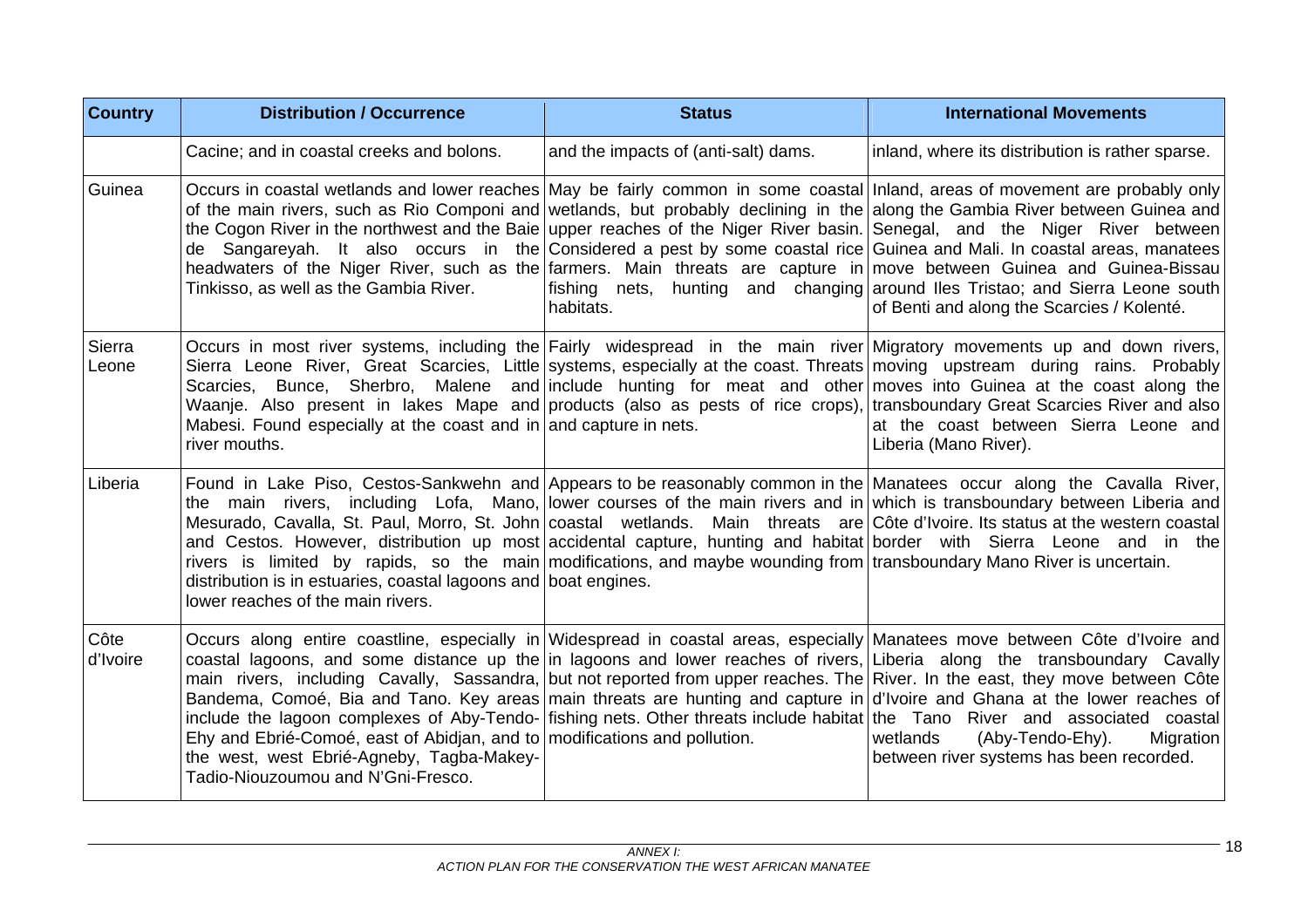| Country | Distribution / Occurrence | Status | International Movements |
|---|---|---|---|
| | Cacine; and in coastal creeks and bolons. | and the impacts of (anti-salt) dams. | inland, where its distribution is rather sparse. |
| Guinea | Occurs in coastal wetlands and lower reaches of the main rivers, such as Rio Componi and the Cogon River in the northwest and the Baie de Sangareyah. It also occurs in the headwaters of the Niger River, such as the Tinkisso, as well as the Gambia River. | May be fairly common in some coastal wetlands, but probably declining in the upper reaches of the Niger River basin. Considered a pest by some coastal rice farmers. Main threats are capture in fishing nets, hunting and changing habitats. | Inland, areas of movement are probably only along the Gambia River between Guinea and Senegal, and the Niger River between Guinea and Mali. In coastal areas, manatees move between Guinea and Guinea-Bissau around Iles Tristao; and Sierra Leone south of Benti and along the Scarcies / Kolenté. |
| Sierra Leone | Occurs in most river systems, including the Sierra Leone River, Great Scarcies, Little Scarcies, Bunce, Sherbro, Malene and Waanje. Also present in lakes Mape and Mabesi. Found especially at the coast and in river mouths. | Fairly widespread in the main river systems, especially at the coast. Threats include hunting for meat and other products (also as pests of rice crops), and capture in nets. | Migratory movements up and down rivers, moving upstream during rains. Probably moves into Guinea at the coast along the transboundary Great Scarcies River and also at the coast between Sierra Leone and Liberia (Mano River). |
| Liberia | Found in Lake Piso, Cestos-Sankwehn and the main rivers, including Lofa, Mano, Mesurado, Cavalla, St. Paul, Morro, St. John and Cestos. However, distribution up most rivers is limited by rapids, so the main distribution is in estuaries, coastal lagoons and lower reaches of the main rivers. | Appears to be reasonably common in the lower courses of the main rivers and in coastal wetlands. Main threats are accidental capture, hunting and habitat modifications, and maybe wounding from boat engines. | Manatees occur along the Cavalla River, which is transboundary between Liberia and Côte d'Ivoire. Its status at the western coastal border with Sierra Leone and in the transboundary Mano River is uncertain. |
| Côte d'Ivoire | Occurs along entire coastline, especially in coastal lagoons, and some distance up the main rivers, including Cavally, Sassandra, Bandema, Comoé, Bia and Tano. Key areas include the lagoon complexes of Aby-Tendo-Ehy and Ebrié-Comoé, east of Abidjan, and to the west, west Ebrié-Agneby, Tagba-Makey-Tadio-Niouzoumou and N'Gni-Fresco. | Widespread in coastal areas, especially in lagoons and lower reaches of rivers, but not reported from upper reaches. The main threats are hunting and capture in fishing nets. Other threats include habitat modifications and pollution. | Manatees move between Côte d'Ivoire and Liberia along the transboundary Cavally River. In the east, they move between Côte d'Ivoire and Ghana at the lower reaches of the Tano River and associated coastal wetlands (Aby-Tendo-Ehy). Migration between river systems has been recorded. |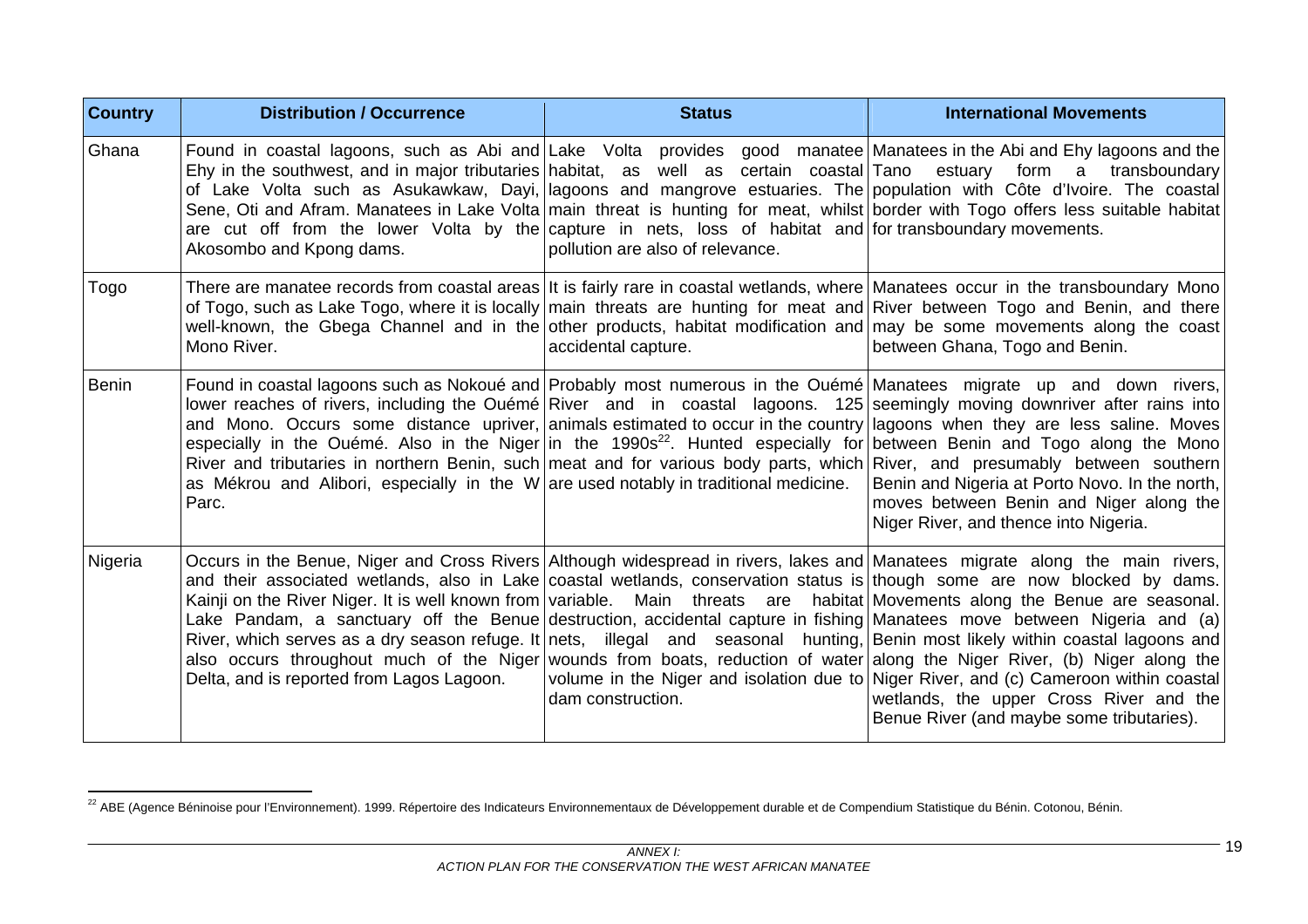| Country | Distribution / Occurrence | Status | International Movements |
| --- | --- | --- | --- |
| Ghana | Found in coastal lagoons, such as Abi and Ehy in the southwest, and in major tributaries of Lake Volta such as Asukawkaw, Dayi, Sene, Oti and Afram. Manatees in Lake Volta are cut off from the lower Volta by the Akosombo and Kpong dams. | Lake Volta provides good manatee habitat, as well as certain coastal lagoons and mangrove estuaries. The main threat is hunting for meat, whilst capture in nets, loss of habitat and pollution are also of relevance. | Manatees in the Abi and Ehy lagoons and the Tano estuary form a transboundary population with Côte d'Ivoire. The coastal border with Togo offers less suitable habitat for transboundary movements. |
| Togo | There are manatee records from coastal areas of Togo, such as Lake Togo, where it is locally well-known, the Gbega Channel and in the Mono River. | It is fairly rare in coastal wetlands, where main threats are hunting for meat and other products, habitat modification and accidental capture. | Manatees occur in the transboundary Mono River between Togo and Benin, and there may be some movements along the coast between Ghana, Togo and Benin. |
| Benin | Found in coastal lagoons such as Nokoué and lower reaches of rivers, including the Ouémé and Mono. Occurs some distance upriver, especially in the Ouémé. Also in the Niger River and tributaries in northern Benin, such as Mékrou and Alibori, especially in the W Parc. | Probably most numerous in the Ouémé River and in coastal lagoons. 125 animals estimated to occur in the country in the 1990s[22]. Hunted especially for meat and for various body parts, which are used notably in traditional medicine. | Manatees migrate up and down rivers, seemingly moving downriver after rains into lagoons when they are less saline. Moves between Benin and Togo along the Mono River, and presumably between southern Benin and Nigeria at Porto Novo. In the north, moves between Benin and Niger along the Niger River, and thence into Nigeria. |
| Nigeria | Occurs in the Benue, Niger and Cross Rivers and their associated wetlands, also in Lake Kainji on the River Niger. It is well known from Lake Pandam, a sanctuary off the Benue River, which serves as a dry season refuge. It also occurs throughout much of the Niger Delta, and is reported from Lagos Lagoon. | Although widespread in rivers, lakes and coastal wetlands, conservation status is variable. Main threats are habitat destruction, accidental capture in fishing nets, illegal and seasonal hunting, wounds from boats, reduction of water volume in the Niger and isolation due to dam construction. | Manatees migrate along the main rivers, though some are now blocked by dams. Movements along the Benue are seasonal. Manatees move between Nigeria and (a) Benin most likely within coastal lagoons and along the Niger River, (b) Niger along the Niger River, and (c) Cameroon within coastal wetlands, the upper Cross River and the Benue River (and maybe some tributaries). |

[22] ABE (Agence Béninoise pour l'Environnement). 1999. Répertoire des Indicateurs Environnementaux de Développement durable et de Compendium Statistique du Bénin. Cotonou, Bénin.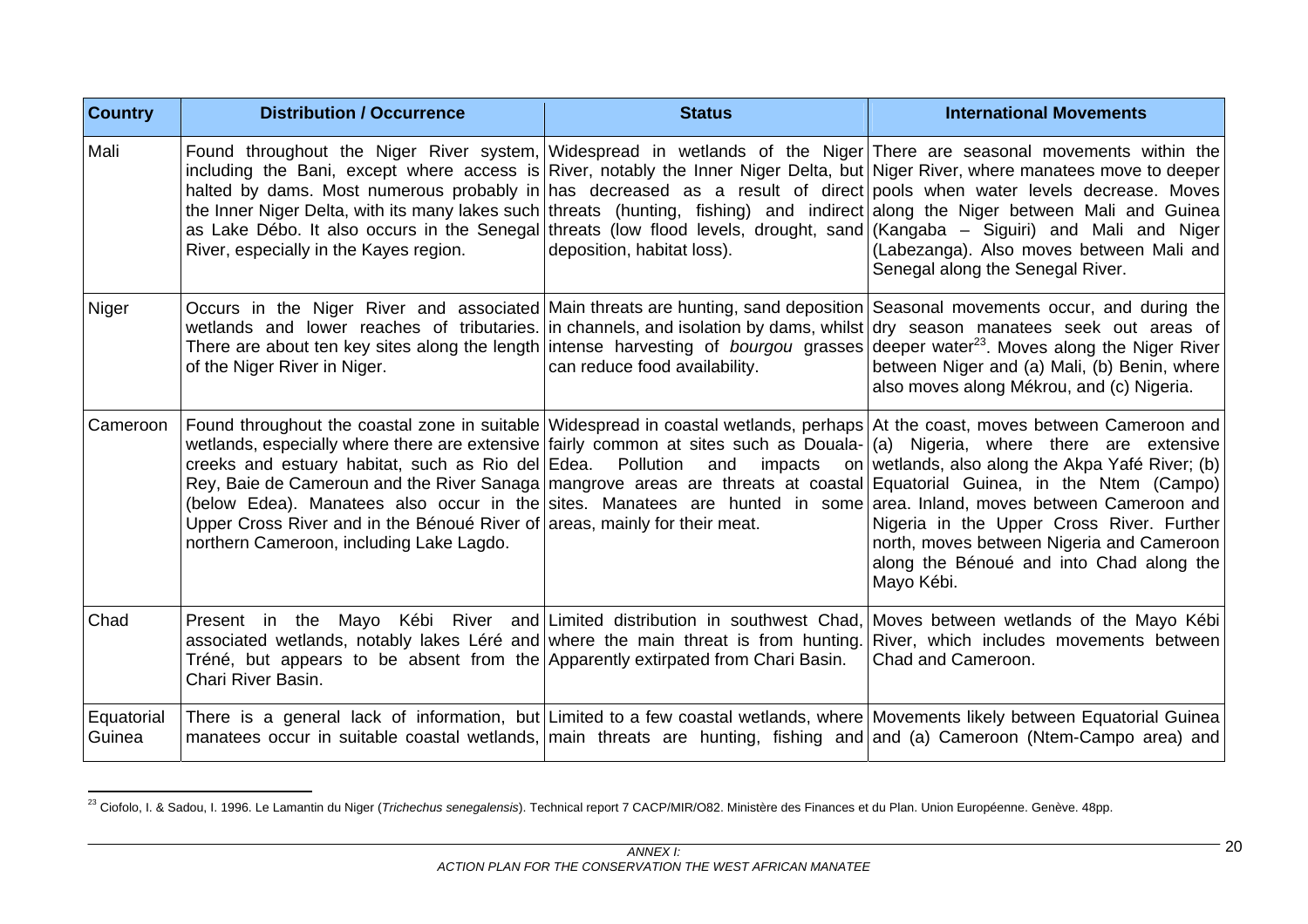| Country | Distribution / Occurrence | Status | International Movements |
| --- | --- | --- | --- |
| Mali | Found throughout the Niger River system, including the Bani, except where access is halted by dams. Most numerous probably in the Inner Niger Delta, with its many lakes such as Lake Débo. It also occurs in the Senegal River, especially in the Kayes region. | Widespread in wetlands of the Niger River, notably the Inner Niger Delta, but has decreased as a result of direct threats (hunting, fishing) and indirect threats (low flood levels, drought, sand deposition, habitat loss). | There are seasonal movements within the Niger River, where manatees move to deeper pools when water levels decrease. Moves along the Niger between Mali and Guinea (Kangaba – Siguiri) and Mali and Niger (Labezanga). Also moves between Mali and Senegal along the Senegal River. |
| Niger | Occurs in the Niger River and associated wetlands and lower reaches of tributaries. There are about ten key sites along the length of the Niger River in Niger. | Main threats are hunting, sand deposition in channels, and isolation by dams, whilst intense harvesting of *bourgou* grasses can reduce food availability. | Seasonal movements occur, and during the dry season manatees seek out areas of deeper water[23]. Moves along the Niger River between Niger and (a) Mali, (b) Benin, where also moves along Mékrou, and (c) Nigeria. |
| Cameroon | Found throughout the coastal zone in suitable wetlands, especially where there are extensive creeks and estuary habitat, such as Rio del Rey, Baie de Cameroun and the River Sanaga (below Edea). Manatees also occur in the Upper Cross River and in the Bénoué River of northern Cameroon, including Lake Lagdo. | Widespread in coastal wetlands, perhaps fairly common at sites such as Douala-Edea. Pollution and impacts on mangrove areas are threats at coastal sites. Manatees are hunted in some areas, mainly for their meat. | At the coast, moves between Cameroon and (a) Nigeria, where there are extensive wetlands, also along the Akpa Yafé River; (b) Equatorial Guinea, in the Ntem (Campo) area. Inland, moves between Cameroon and Nigeria in the Upper Cross River. Further north, moves between Nigeria and Cameroon along the Bénoué and into Chad along the Mayo Kébi. |
| Chad | Present in the Mayo Kébi River and associated wetlands, notably lakes Léré and Tréné, but appears to be absent from the Chari River Basin. | Limited distribution in southwest Chad, where the main threat is from hunting. Apparently extirpated from Chari Basin. | Moves between wetlands of the Mayo Kébi River, which includes movements between Chad and Cameroon. |
| Equatorial Guinea | There is a general lack of information, but manatees occur in suitable coastal wetlands, | Limited to a few coastal wetlands, where main threats are hunting, fishing and | Movements likely between Equatorial Guinea and (a) Cameroon (Ntem-Campo area) and |

[23] Ciofolo, I. & Sadou, I. 1996. Le Lamantin du Niger (*Trichechus senegalensis*). Technical report 7 CACP/MIR/O82. Ministère des Finances et du Plan. Union Européenne. Genève. 48pp.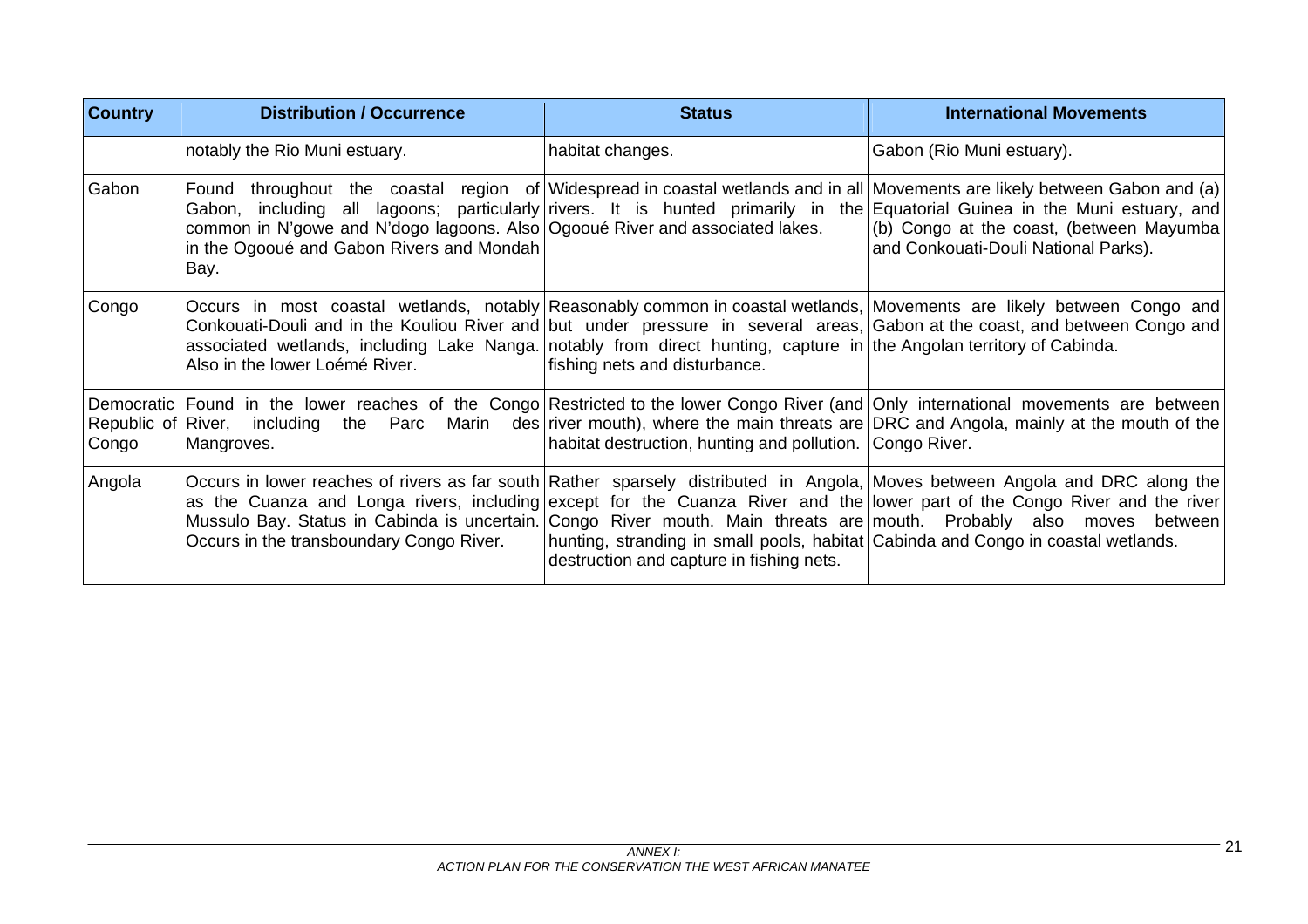| Country | Distribution / Occurrence | Status | International Movements |
|---|---|---|---|
| | notably the Rio Muni estuary. | habitat changes. | Gabon (Rio Muni estuary). |
| Gabon | Found throughout the coastal region of Gabon, including all lagoons; particularly common in N'gowe and N'dogo lagoons. Also in the Ogooué and Gabon Rivers and Mondah Bay. | Widespread in coastal wetlands and in all rivers. It is hunted primarily in the Ogooué River and associated lakes. | Movements are likely between Gabon and (a) Equatorial Guinea in the Muni estuary, and (b) Congo at the coast, (between Mayumba and Conkouati-Douli National Parks). |
| Congo | Occurs in most coastal wetlands, notably Conkouati-Douli and in the Kouliou River and associated wetlands, including Lake Nanga. Also in the lower Loémé River. | Reasonably common in coastal wetlands, but under pressure in several areas, notably from direct hunting, capture in fishing nets and disturbance. | Movements are likely between Congo and Gabon at the coast, and between Congo and the Angolan territory of Cabinda. |
| Democratic Republic of Congo | Found in the lower reaches of the Congo River, including the Parc Marin des Mangroves. | Restricted to the lower Congo River (and river mouth), where the main threats are habitat destruction, hunting and pollution. | Only international movements are between DRC and Angola, mainly at the mouth of the Congo River. |
| Angola | Occurs in lower reaches of rivers as far south as the Cuanza and Longa rivers, including Mussulo Bay. Status in Cabinda is uncertain. Occurs in the transboundary Congo River. | Rather sparsely distributed in Angola, except for the Cuanza River and the Congo River mouth. Main threats are hunting, stranding in small pools, habitat destruction and capture in fishing nets. | Moves between Angola and DRC along the lower part of the Congo River and the river mouth. Probably also moves between Cabinda and Congo in coastal wetlands. |